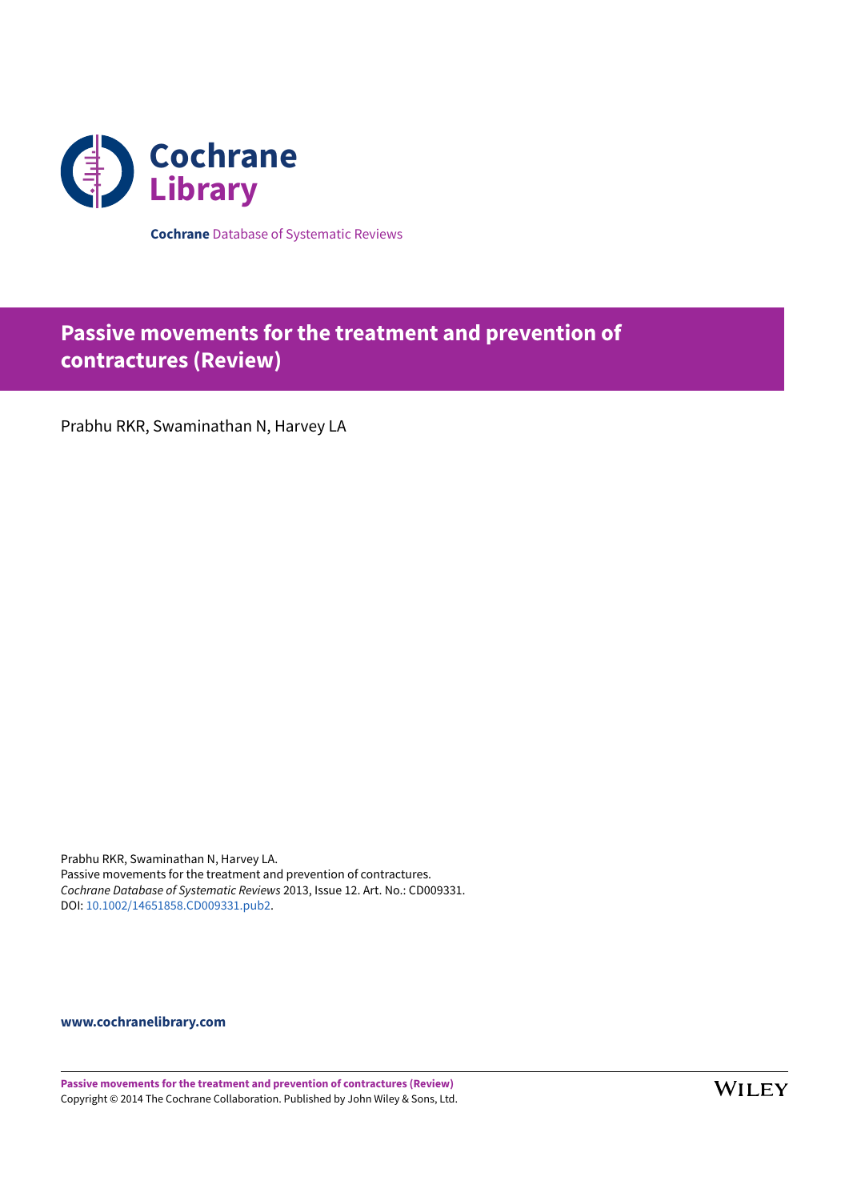Cochrane Library

**Cochrane** Database of Systematic Reviews

# Passive movements for the treatment and prevention of contractures (Review)

Prabhu RKR, Swaminathan N, Harvey LA

Prabhu RKR, Swaminathan N, Harvey LA.
Passive movements for the treatment and prevention of contractures.
*Cochrane Database of Systematic Reviews* 2013, Issue 12. Art. No.: CD009331.
DOI: 10.1002/14651858.CD009331.pub2.

**www.cochranelibrary.com**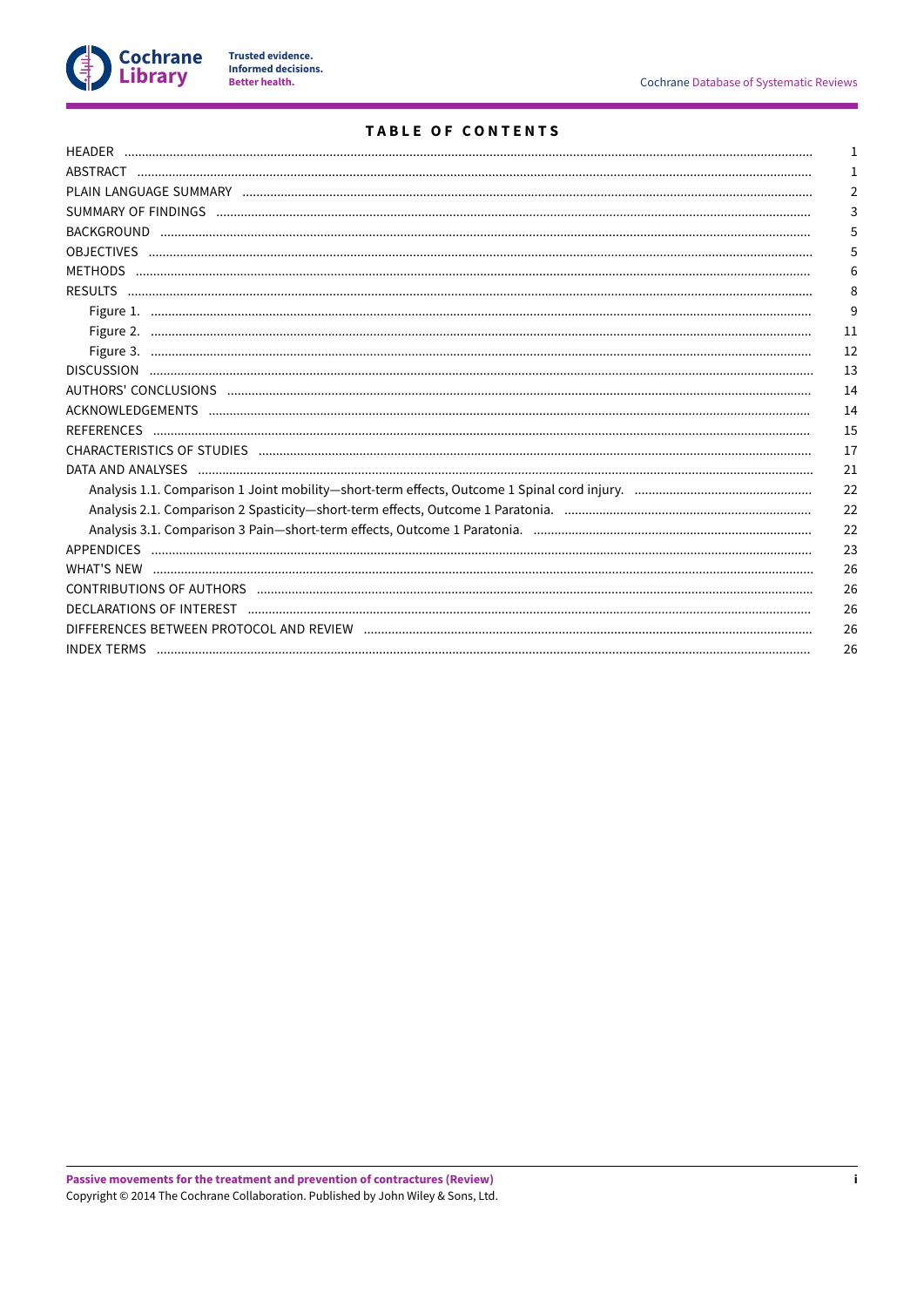# TABLE OF CONTENTS

| | |
|---|---|
| HEADER | 1 |
| ABSTRACT | 1 |
| PLAIN LANGUAGE SUMMARY | 2 |
| SUMMARY OF FINDINGS | 3 |
| BACKGROUND | 5 |
| OBJECTIVES | 5 |
| METHODS | 6 |
| RESULTS | 8 |
| Figure 1. | 9 |
| Figure 2. | 11 |
| Figure 3. | 12 |
| DISCUSSION | 13 |
| AUTHORS' CONCLUSIONS | 14 |
| ACKNOWLEDGEMENTS | 14 |
| REFERENCES | 15 |
| CHARACTERISTICS OF STUDIES | 17 |
| DATA AND ANALYSES | 21 |
| Analysis 1.1. Comparison 1 Joint mobility—short-term effects, Outcome 1 Spinal cord injury. | 22 |
| Analysis 2.1. Comparison 2 Spasticity—short-term effects, Outcome 1 Paratonia. | 22 |
| Analysis 3.1. Comparison 3 Pain—short-term effects, Outcome 1 Paratonia. | 22 |
| APPENDICES | 23 |
| WHAT'S NEW | 26 |
| CONTRIBUTIONS OF AUTHORS | 26 |
| DECLARATIONS OF INTEREST | 26 |
| DIFFERENCES BETWEEN PROTOCOL AND REVIEW | 26 |
| INDEX TERMS | 26 |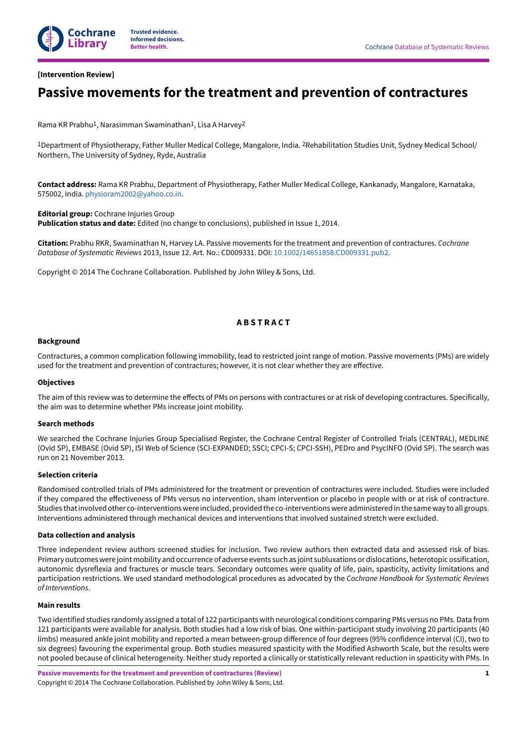**[Intervention Review]**

# Passive movements for the treatment and prevention of contractures

Rama KR Prabhu[1], Narasimman Swaminathan[1], Lisa A Harvey[2]

[1]Department of Physiotherapy, Father Muller Medical College, Mangalore, India. [2]Rehabilitation Studies Unit, Sydney Medical School/ Northern, The University of Sydney, Ryde, Australia

**Contact address:** Rama KR Prabhu, Department of Physiotherapy, Father Muller Medical College, Kankanady, Mangalore, Karnataka, 575002, India. physioram2002@yahoo.co.in.

**Editorial group:** Cochrane Injuries Group
**Publication status and date:** Edited (no change to conclusions), published in Issue 1, 2014.

**Citation:** Prabhu RKR, Swaminathan N, Harvey LA. Passive movements for the treatment and prevention of contractures. *Cochrane Database of Systematic Reviews* 2013, Issue 12. Art. No.: CD009331. DOI: 10.1002/14651858.CD009331.pub2.

Copyright © 2014 The Cochrane Collaboration. Published by John Wiley & Sons, Ltd.

## ABSTRACT

### Background

Contractures, a common complication following immobility, lead to restricted joint range of motion. Passive movements (PMs) are widely used for the treatment and prevention of contractures; however, it is not clear whether they are effective.

### Objectives

The aim of this review was to determine the effects of PMs on persons with contractures or at risk of developing contractures. Specifically, the aim was to determine whether PMs increase joint mobility.

### Search methods

We searched the Cochrane Injuries Group Specialised Register, the Cochrane Central Register of Controlled Trials (CENTRAL), MEDLINE (Ovid SP), EMBASE (Ovid SP), ISI Web of Science (SCI-EXPANDED; SSCI; CPCI-S; CPCI-SSH), PEDro and PsycINFO (Ovid SP). The search was run on 21 November 2013.

### Selection criteria

Randomised controlled trials of PMs administered for the treatment or prevention of contractures were included. Studies were included if they compared the effectiveness of PMs versus no intervention, sham intervention or placebo in people with or at risk of contracture. Studies that involved other co-interventions were included, provided the co-interventions were administered in the same way to all groups. Interventions administered through mechanical devices and interventions that involved sustained stretch were excluded.

### Data collection and analysis

Three independent review authors screened studies for inclusion. Two review authors then extracted data and assessed risk of bias. Primary outcomes were joint mobility and occurrence of adverse events such as joint subluxations or dislocations, heterotopic ossification, autonomic dysreflexia and fractures or muscle tears. Secondary outcomes were quality of life, pain, spasticity, activity limitations and participation restrictions. We used standard methodological procedures as advocated by the *Cochrane Handbook for Systematic Reviews of Interventions*.

### Main results

Two identified studies randomly assigned a total of 122 participants with neurological conditions comparing PMs versus no PMs. Data from 121 participants were available for analysis. Both studies had a low risk of bias. One within-participant study involving 20 participants (40 limbs) measured ankle joint mobility and reported a mean between-group difference of four degrees (95% confidence interval (CI), two to six degrees) favouring the experimental group. Both studies measured spasticity with the Modified Ashworth Scale, but the results were not pooled because of clinical heterogeneity. Neither study reported a clinically or statistically relevant reduction in spasticity with PMs. In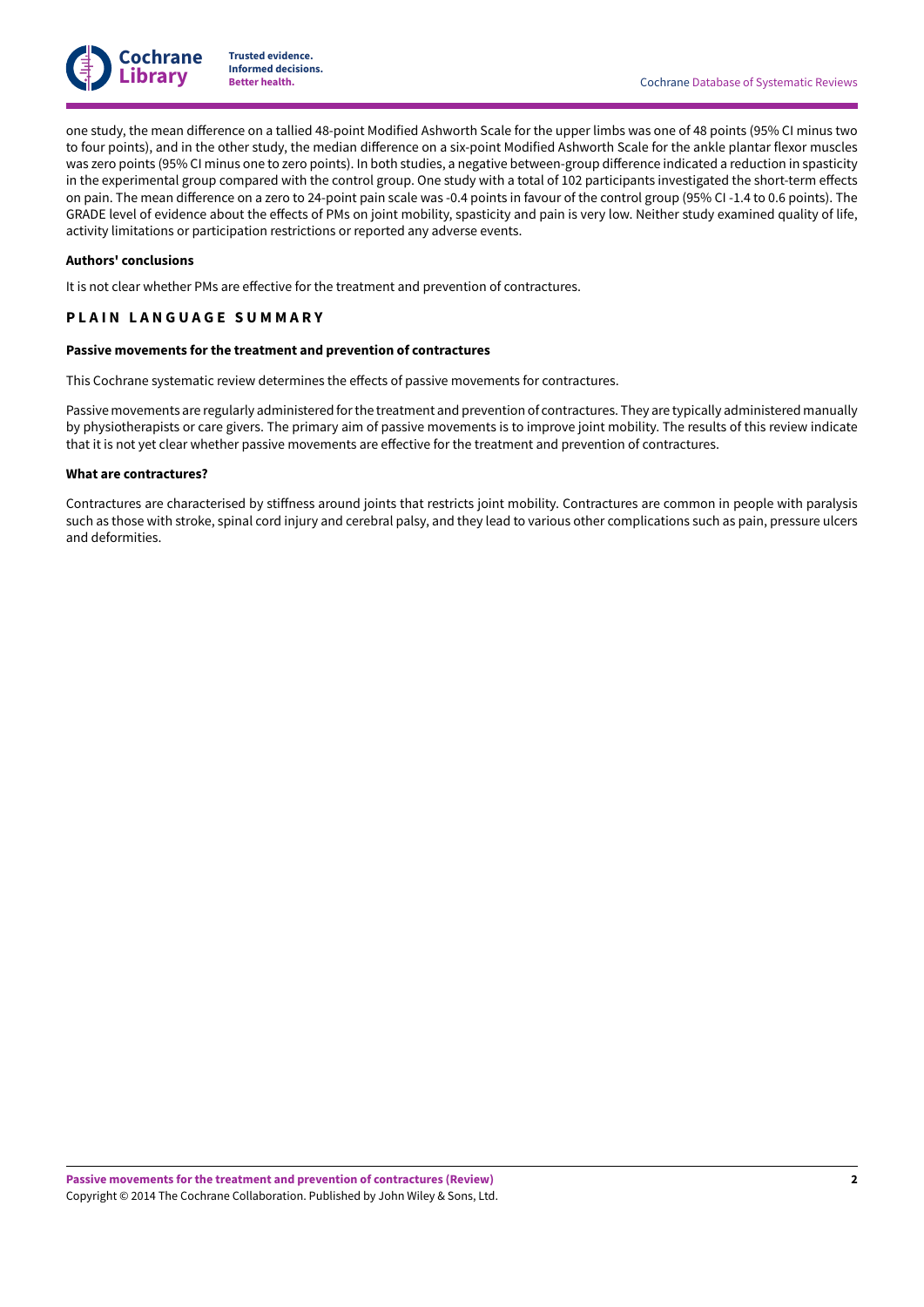one study, the mean difference on a tallied 48-point Modified Ashworth Scale for the upper limbs was one of 48 points (95% CI minus two to four points), and in the other study, the median difference on a six-point Modified Ashworth Scale for the ankle plantar flexor muscles was zero points (95% CI minus one to zero points). In both studies, a negative between-group difference indicated a reduction in spasticity in the experimental group compared with the control group. One study with a total of 102 participants investigated the short-term effects on pain. The mean difference on a zero to 24-point pain scale was -0.4 points in favour of the control group (95% CI -1.4 to 0.6 points). The GRADE level of evidence about the effects of PMs on joint mobility, spasticity and pain is very low. Neither study examined quality of life, activity limitations or participation restrictions or reported any adverse events.

### Authors' conclusions

It is not clear whether PMs are effective for the treatment and prevention of contractures.

## PLAIN LANGUAGE SUMMARY

### Passive movements for the treatment and prevention of contractures

This Cochrane systematic review determines the effects of passive movements for contractures.

Passive movements are regularly administered for the treatment and prevention of contractures. They are typically administered manually by physiotherapists or care givers. The primary aim of passive movements is to improve joint mobility. The results of this review indicate that it is not yet clear whether passive movements are effective for the treatment and prevention of contractures.

### What are contractures?

Contractures are characterised by stiffness around joints that restricts joint mobility. Contractures are common in people with paralysis such as those with stroke, spinal cord injury and cerebral palsy, and they lead to various other complications such as pain, pressure ulcers and deformities.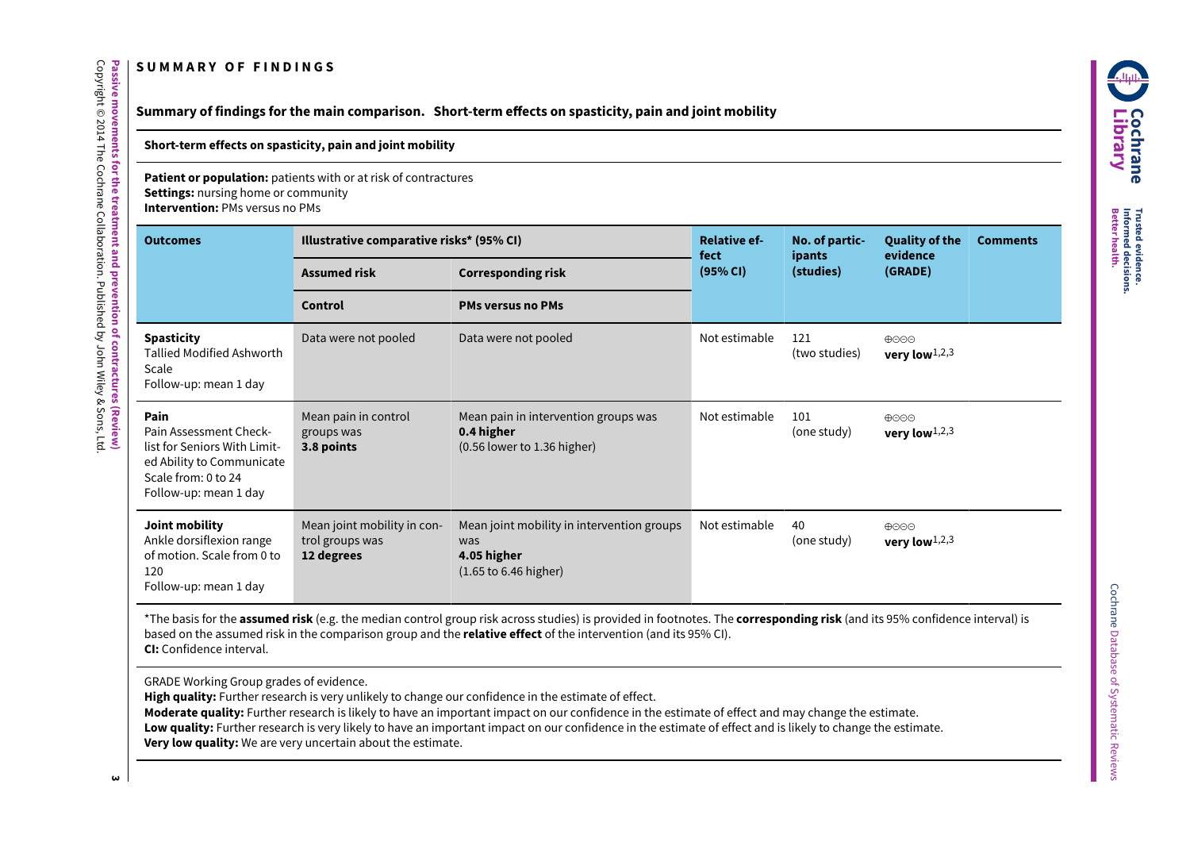## SUMMARY OF FINDINGS

### Summary of findings for the main comparison. Short-term effects on spasticity, pain and joint mobility

**Short-term effects on spasticity, pain and joint mobility**

**Patient or population:** patients with or at risk of contractures
**Settings:** nursing home or community
**Intervention:** PMs versus no PMs

| Outcomes | Illustrative comparative risks* (95% CI) | | Relative effect (95% CI) | No. of participants (studies) | Quality of the evidence (GRADE) | Comments |
|---|---|---|---|---|---|---|
| | Assumed risk | Corresponding risk | | | | |
| | Control | PMs versus no PMs | | | | |
| **Spasticity** Tallied Modified Ashworth Scale Follow-up: mean 1 day | Data were not pooled | Data were not pooled | Not estimable | 121 (two studies) | ⊕⊝⊝⊝ **very low**[1,2,3] | |
| **Pain** Pain Assessment Checklist for Seniors With Limited Ability to Communicate Scale from: 0 to 24 Follow-up: mean 1 day | Mean pain in control groups was **3.8 points** | Mean pain in intervention groups was **0.4 higher** (0.56 lower to 1.36 higher) | Not estimable | 101 (one study) | ⊕⊝⊝⊝ **very low**[1,2,3] | |
| **Joint mobility** Ankle dorsiflexion range of motion. Scale from 0 to 120 Follow-up: mean 1 day | Mean joint mobility in control groups was **12 degrees** | Mean joint mobility in intervention groups was **4.05 higher** (1.65 to 6.46 higher) | Not estimable | 40 (one study) | ⊕⊝⊝⊝ **very low**[1,2,3] | |

*The basis for the **assumed risk** (e.g. the median control group risk across studies) is provided in footnotes. The **corresponding risk** (and its 95% confidence interval) is based on the assumed risk in the comparison group and the **relative effect** of the intervention (and its 95% CI).
**CI:** Confidence interval.

GRADE Working Group grades of evidence.
**High quality:** Further research is very unlikely to change our confidence in the estimate of effect.
**Moderate quality:** Further research is likely to have an important impact on our confidence in the estimate of effect and may change the estimate.
**Low quality:** Further research is very likely to have an important impact on our confidence in the estimate of effect and is likely to change the estimate.
**Very low quality:** We are very uncertain about the estimate.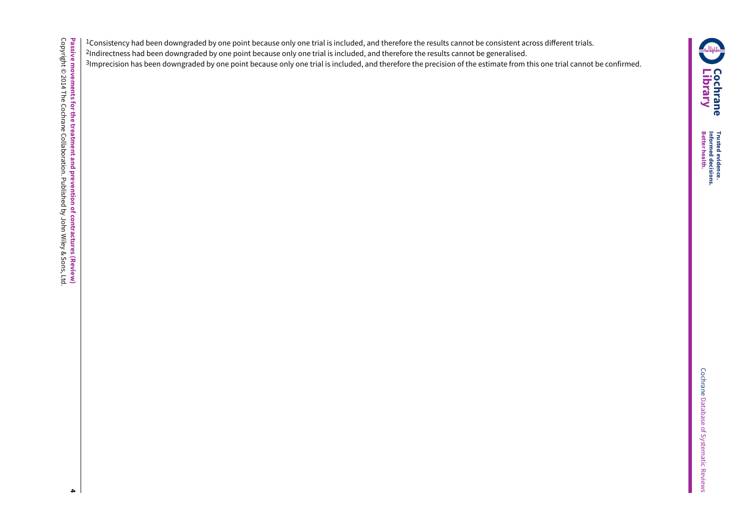[1]Consistency had been downgraded by one point because only one trial is included, and therefore the results cannot be consistent across different trials.

[2]Indirectness had been downgraded by one point because only one trial is included, and therefore the results cannot be generalised.

[3]Imprecision has been downgraded by one point because only one trial is included, and therefore the precision of the estimate from this one trial cannot be confirmed.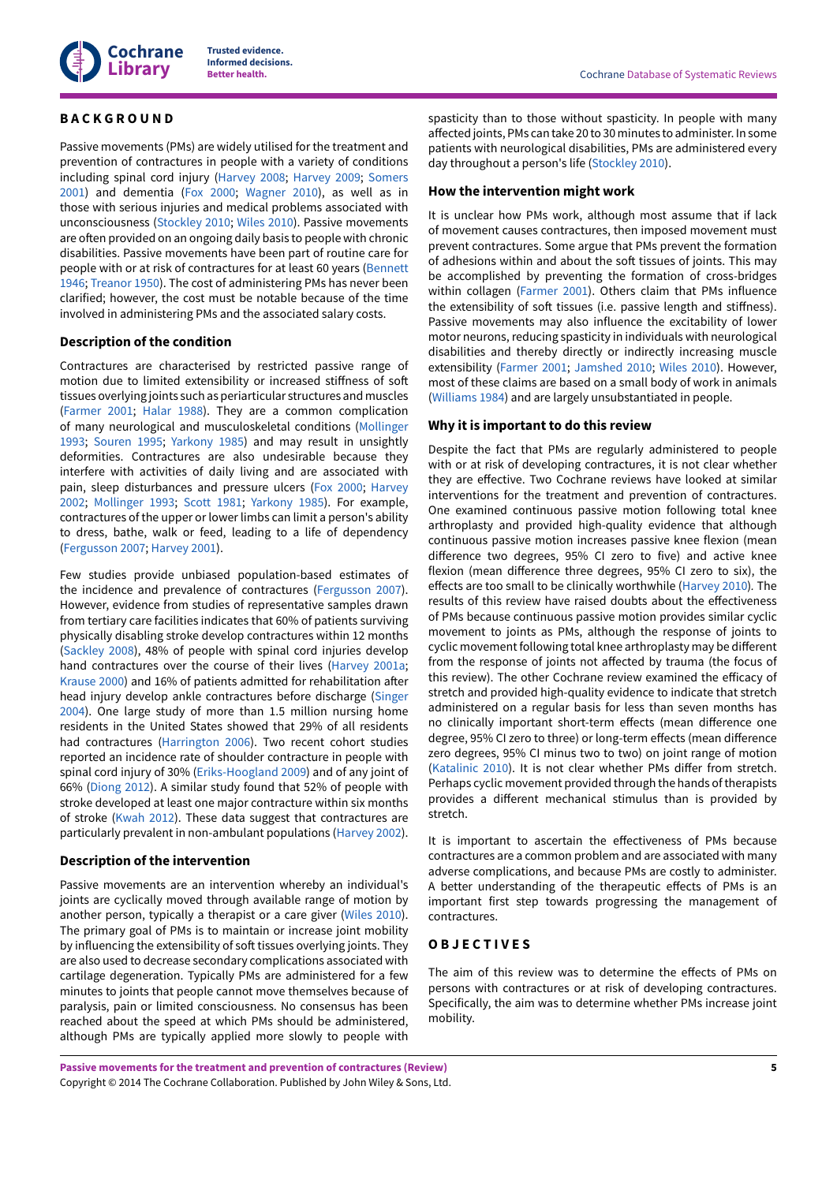# BACKGROUND

Passive movements (PMs) are widely utilised for the treatment and prevention of contractures in people with a variety of conditions including spinal cord injury (Harvey 2008; Harvey 2009; Somers 2001) and dementia (Fox 2000; Wagner 2010), as well as in those with serious injuries and medical problems associated with unconsciousness (Stockley 2010; Wiles 2010). Passive movements are often provided on an ongoing daily basis to people with chronic disabilities. Passive movements have been part of routine care for people with or at risk of contractures for at least 60 years (Bennett 1946; Treanor 1950). The cost of administering PMs has never been clarified; however, the cost must be notable because of the time involved in administering PMs and the associated salary costs.

## Description of the condition

Contractures are characterised by restricted passive range of motion due to limited extensibility or increased stiffness of soft tissues overlying joints such as periarticular structures and muscles (Farmer 2001; Halar 1988). They are a common complication of many neurological and musculoskeletal conditions (Mollinger 1993; Souren 1995; Yarkony 1985) and may result in unsightly deformities. Contractures are also undesirable because they interfere with activities of daily living and are associated with pain, sleep disturbances and pressure ulcers (Fox 2000; Harvey 2002; Mollinger 1993; Scott 1981; Yarkony 1985). For example, contractures of the upper or lower limbs can limit a person's ability to dress, bathe, walk or feed, leading to a life of dependency (Fergusson 2007; Harvey 2001).

Few studies provide unbiased population-based estimates of the incidence and prevalence of contractures (Fergusson 2007). However, evidence from studies of representative samples drawn from tertiary care facilities indicates that 60% of patients surviving physically disabling stroke develop contractures within 12 months (Sackley 2008), 48% of people with spinal cord injuries develop hand contractures over the course of their lives (Harvey 2001a; Krause 2000) and 16% of patients admitted for rehabilitation after head injury develop ankle contractures before discharge (Singer 2004). One large study of more than 1.5 million nursing home residents in the United States showed that 29% of all residents had contractures (Harrington 2006). Two recent cohort studies reported an incidence rate of shoulder contracture in people with spinal cord injury of 30% (Eriks-Hoogland 2009) and of any joint of 66% (Diong 2012). A similar study found that 52% of people with stroke developed at least one major contracture within six months of stroke (Kwah 2012). These data suggest that contractures are particularly prevalent in non-ambulant populations (Harvey 2002).

## Description of the intervention

Passive movements are an intervention whereby an individual's joints are cyclically moved through available range of motion by another person, typically a therapist or a care giver (Wiles 2010). The primary goal of PMs is to maintain or increase joint mobility by influencing the extensibility of soft tissues overlying joints. They are also used to decrease secondary complications associated with cartilage degeneration. Typically PMs are administered for a few minutes to joints that people cannot move themselves because of paralysis, pain or limited consciousness. No consensus has been reached about the speed at which PMs should be administered, although PMs are typically applied more slowly to people with spasticity than to those without spasticity. In people with many affected joints, PMs can take 20 to 30 minutes to administer. In some patients with neurological disabilities, PMs are administered every day throughout a person's life (Stockley 2010).

## How the intervention might work

It is unclear how PMs work, although most assume that if lack of movement causes contractures, then imposed movement must prevent contractures. Some argue that PMs prevent the formation of adhesions within and about the soft tissues of joints. This may be accomplished by preventing the formation of cross-bridges within collagen (Farmer 2001). Others claim that PMs influence the extensibility of soft tissues (i.e. passive length and stiffness). Passive movements may also influence the excitability of lower motor neurons, reducing spasticity in individuals with neurological disabilities and thereby directly or indirectly increasing muscle extensibility (Farmer 2001; Jamshed 2010; Wiles 2010). However, most of these claims are based on a small body of work in animals (Williams 1984) and are largely unsubstantiated in people.

## Why it is important to do this review

Despite the fact that PMs are regularly administered to people with or at risk of developing contractures, it is not clear whether they are effective. Two Cochrane reviews have looked at similar interventions for the treatment and prevention of contractures. One examined continuous passive motion following total knee arthroplasty and provided high-quality evidence that although continuous passive motion increases passive knee flexion (mean difference two degrees, 95% CI zero to five) and active knee flexion (mean difference three degrees, 95% CI zero to six), the effects are too small to be clinically worthwhile (Harvey 2010). The results of this review have raised doubts about the effectiveness of PMs because continuous passive motion provides similar cyclic movement to joints as PMs, although the response of joints to cyclic movement following total knee arthroplasty may be different from the response of joints not affected by trauma (the focus of this review). The other Cochrane review examined the efficacy of stretch and provided high-quality evidence to indicate that stretch administered on a regular basis for less than seven months has no clinically important short-term effects (mean difference one degree, 95% CI zero to three) or long-term effects (mean difference zero degrees, 95% CI minus two to two) on joint range of motion (Katalinic 2010). It is not clear whether PMs differ from stretch. Perhaps cyclic movement provided through the hands of therapists provides a different mechanical stimulus than is provided by stretch.

It is important to ascertain the effectiveness of PMs because contractures are a common problem and are associated with many adverse complications, and because PMs are costly to administer. A better understanding of the therapeutic effects of PMs is an important first step towards progressing the management of contractures.

# OBJECTIVES

The aim of this review was to determine the effects of PMs on persons with contractures or at risk of developing contractures. Specifically, the aim was to determine whether PMs increase joint mobility.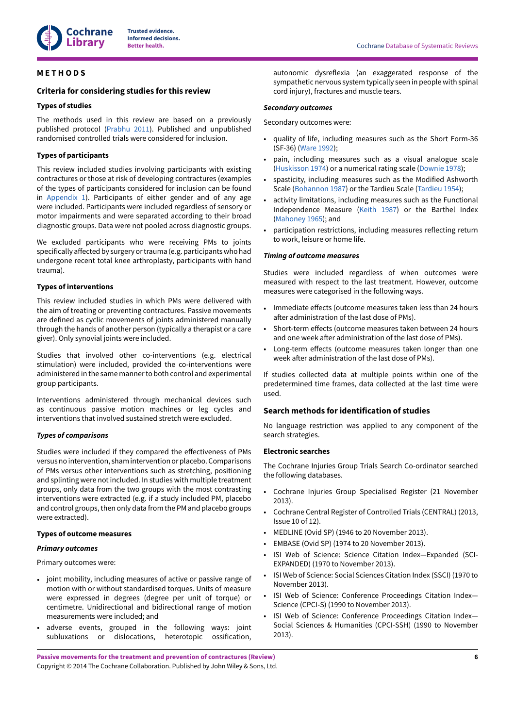# METHODS

## Criteria for considering studies for this review

### Types of studies

The methods used in this review are based on a previously published protocol (Prabhu 2011). Published and unpublished randomised controlled trials were considered for inclusion.

### Types of participants

This review included studies involving participants with existing contractures or those at risk of developing contractures (examples of the types of participants considered for inclusion can be found in Appendix 1). Participants of either gender and of any age were included. Participants were included regardless of sensory or motor impairments and were separated according to their broad diagnostic groups. Data were not pooled across diagnostic groups.

We excluded participants who were receiving PMs to joints specifically affected by surgery or trauma (e.g. participants who had undergone recent total knee arthroplasty, participants with hand trauma).

### Types of interventions

This review included studies in which PMs were delivered with the aim of treating or preventing contractures. Passive movements are defined as cyclic movements of joints administered manually through the hands of another person (typically a therapist or a care giver). Only synovial joints were included.

Studies that involved other co-interventions (e.g. electrical stimulation) were included, provided the co-interventions were administered in the same manner to both control and experimental group participants.

Interventions administered through mechanical devices such as continuous passive motion machines or leg cycles and interventions that involved sustained stretch were excluded.

#### *Types of comparisons*

Studies were included if they compared the effectiveness of PMs versus no intervention, sham intervention or placebo. Comparisons of PMs versus other interventions such as stretching, positioning and splinting were not included. In studies with multiple treatment groups, only data from the two groups with the most contrasting interventions were extracted (e.g. if a study included PM, placebo and control groups, then only data from the PM and placebo groups were extracted).

### Types of outcome measures

#### *Primary outcomes*

Primary outcomes were:

- joint mobility, including measures of active or passive range of motion with or without standardised torques. Units of measure were expressed in degrees (degree per unit of torque) or centimetre. Unidirectional and bidirectional range of motion measurements were included; and
- adverse events, grouped in the following ways: joint subluxations or dislocations, heterotopic ossification, autonomic dysreflexia (an exaggerated response of the sympathetic nervous system typically seen in people with spinal cord injury), fractures and muscle tears.

#### *Secondary outcomes*

Secondary outcomes were:

- quality of life, including measures such as the Short Form-36 (SF-36) (Ware 1992);
- pain, including measures such as a visual analogue scale (Huskisson 1974) or a numerical rating scale (Downie 1978);
- spasticity, including measures such as the Modified Ashworth Scale (Bohannon 1987) or the Tardieu Scale (Tardieu 1954);
- activity limitations, including measures such as the Functional Independence Measure (Keith 1987) or the Barthel Index (Mahoney 1965); and
- participation restrictions, including measures reflecting return to work, leisure or home life.

#### *Timing of outcome measures*

Studies were included regardless of when outcomes were measured with respect to the last treatment. However, outcome measures were categorised in the following ways.

- Immediate effects (outcome measures taken less than 24 hours after administration of the last dose of PMs).
- Short-term effects (outcome measures taken between 24 hours and one week after administration of the last dose of PMs).
- Long-term effects (outcome measures taken longer than one week after administration of the last dose of PMs).

If studies collected data at multiple points within one of the predetermined time frames, data collected at the last time were used.

## Search methods for identification of studies

No language restriction was applied to any component of the search strategies.

### Electronic searches

The Cochrane Injuries Group Trials Search Co-ordinator searched the following databases.

- Cochrane Injuries Group Specialised Register (21 November 2013).
- Cochrane Central Register of Controlled Trials (CENTRAL) (2013, Issue 10 of 12).
- MEDLINE (Ovid SP) (1946 to 20 November 2013).
- EMBASE (Ovid SP) (1974 to 20 November 2013).
- ISI Web of Science: Science Citation Index—Expanded (SCI-EXPANDED) (1970 to November 2013).
- ISI Web of Science: Social Sciences Citation Index (SSCI) (1970 to November 2013).
- ISI Web of Science: Conference Proceedings Citation Index—Science (CPCI-S) (1990 to November 2013).
- ISI Web of Science: Conference Proceedings Citation Index—Social Sciences & Humanities (CPCI-SSH) (1990 to November 2013).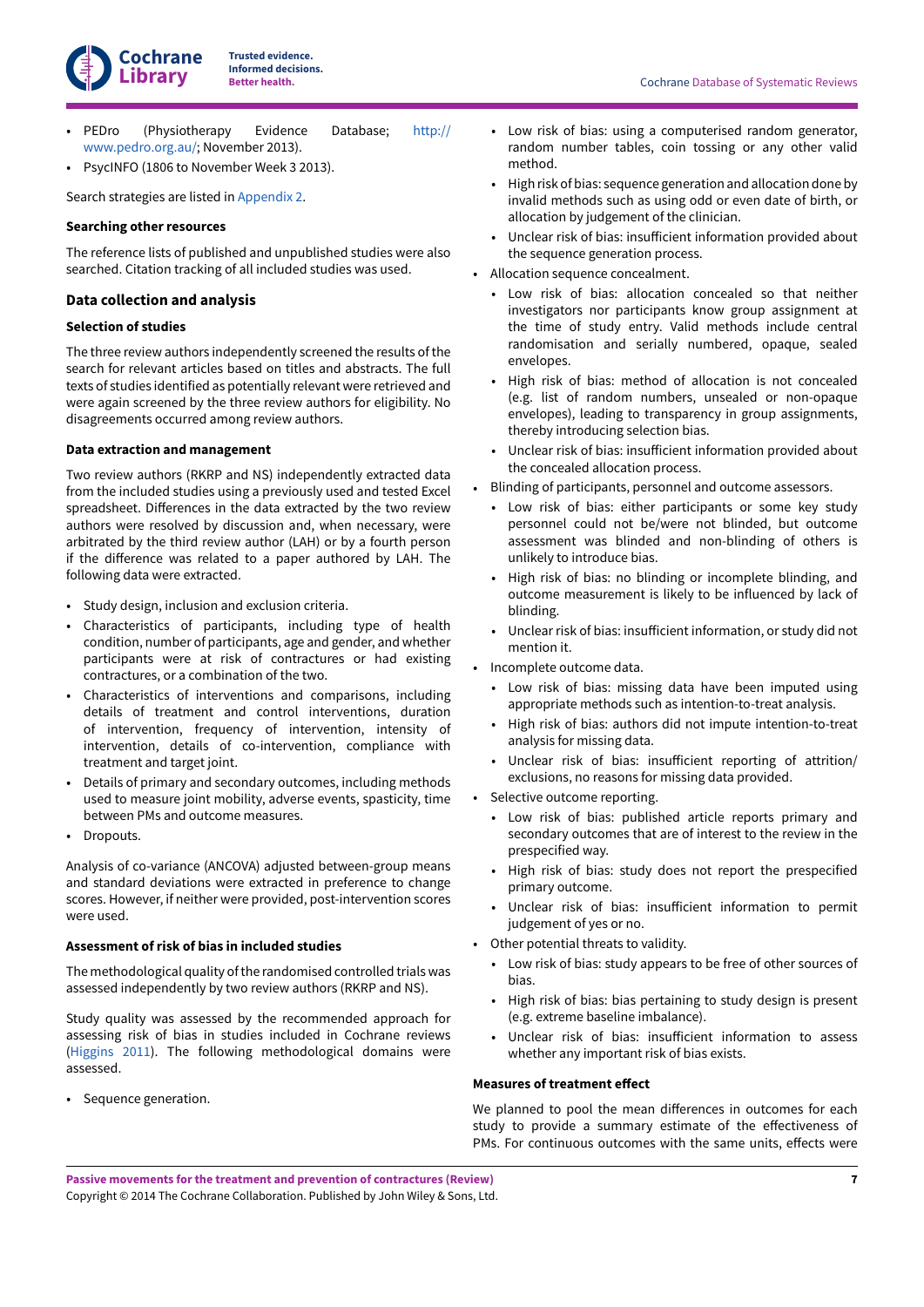- PEDro (Physiotherapy Evidence Database; http://www.pedro.org.au/; November 2013).
- PsycINFO (1806 to November Week 3 2013).

Search strategies are listed in Appendix 2.

### Searching other resources

The reference lists of published and unpublished studies were also searched. Citation tracking of all included studies was used.

## Data collection and analysis

### Selection of studies

The three review authors independently screened the results of the search for relevant articles based on titles and abstracts. The full texts of studies identified as potentially relevant were retrieved and were again screened by the three review authors for eligibility. No disagreements occurred among review authors.

### Data extraction and management

Two review authors (RKRP and NS) independently extracted data from the included studies using a previously used and tested Excel spreadsheet. Differences in the data extracted by the two review authors were resolved by discussion and, when necessary, were arbitrated by the third review author (LAH) or by a fourth person if the difference was related to a paper authored by LAH. The following data were extracted.

- Study design, inclusion and exclusion criteria.
- Characteristics of participants, including type of health condition, number of participants, age and gender, and whether participants were at risk of contractures or had existing contractures, or a combination of the two.
- Characteristics of interventions and comparisons, including details of treatment and control interventions, duration of intervention, frequency of intervention, intensity of intervention, details of co-intervention, compliance with treatment and target joint.
- Details of primary and secondary outcomes, including methods used to measure joint mobility, adverse events, spasticity, time between PMs and outcome measures.
- Dropouts.

Analysis of co-variance (ANCOVA) adjusted between-group means and standard deviations were extracted in preference to change scores. However, if neither were provided, post-intervention scores were used.

### Assessment of risk of bias in included studies

The methodological quality of the randomised controlled trials was assessed independently by two review authors (RKRP and NS).

Study quality was assessed by the recommended approach for assessing risk of bias in studies included in Cochrane reviews (Higgins 2011). The following methodological domains were assessed.

- Sequence generation.
  - Low risk of bias: using a computerised random generator, random number tables, coin tossing or any other valid method.
  - High risk of bias: sequence generation and allocation done by invalid methods such as using odd or even date of birth, or allocation by judgement of the clinician.
  - Unclear risk of bias: insufficient information provided about the sequence generation process.
- Allocation sequence concealment.
  - Low risk of bias: allocation concealed so that neither investigators nor participants know group assignment at the time of study entry. Valid methods include central randomisation and serially numbered, opaque, sealed envelopes.
  - High risk of bias: method of allocation is not concealed (e.g. list of random numbers, unsealed or non-opaque envelopes), leading to transparency in group assignments, thereby introducing selection bias.
  - Unclear risk of bias: insufficient information provided about the concealed allocation process.
- Blinding of participants, personnel and outcome assessors.
  - Low risk of bias: either participants or some key study personnel could not be/were not blinded, but outcome assessment was blinded and non-blinding of others is unlikely to introduce bias.
  - High risk of bias: no blinding or incomplete blinding, and outcome measurement is likely to be influenced by lack of blinding.
  - Unclear risk of bias: insufficient information, or study did not mention it.
- Incomplete outcome data.
  - Low risk of bias: missing data have been imputed using appropriate methods such as intention-to-treat analysis.
  - High risk of bias: authors did not impute intention-to-treat analysis for missing data.
  - Unclear risk of bias: insufficient reporting of attrition/exclusions, no reasons for missing data provided.
- Selective outcome reporting.
  - Low risk of bias: published article reports primary and secondary outcomes that are of interest to the review in the prespecified way.
  - High risk of bias: study does not report the prespecified primary outcome.
  - Unclear risk of bias: insufficient information to permit judgement of yes or no.
- Other potential threats to validity.
  - Low risk of bias: study appears to be free of other sources of bias.
  - High risk of bias: bias pertaining to study design is present (e.g. extreme baseline imbalance).
  - Unclear risk of bias: insufficient information to assess whether any important risk of bias exists.

### Measures of treatment effect

We planned to pool the mean differences in outcomes for each study to provide a summary estimate of the effectiveness of PMs. For continuous outcomes with the same units, effects were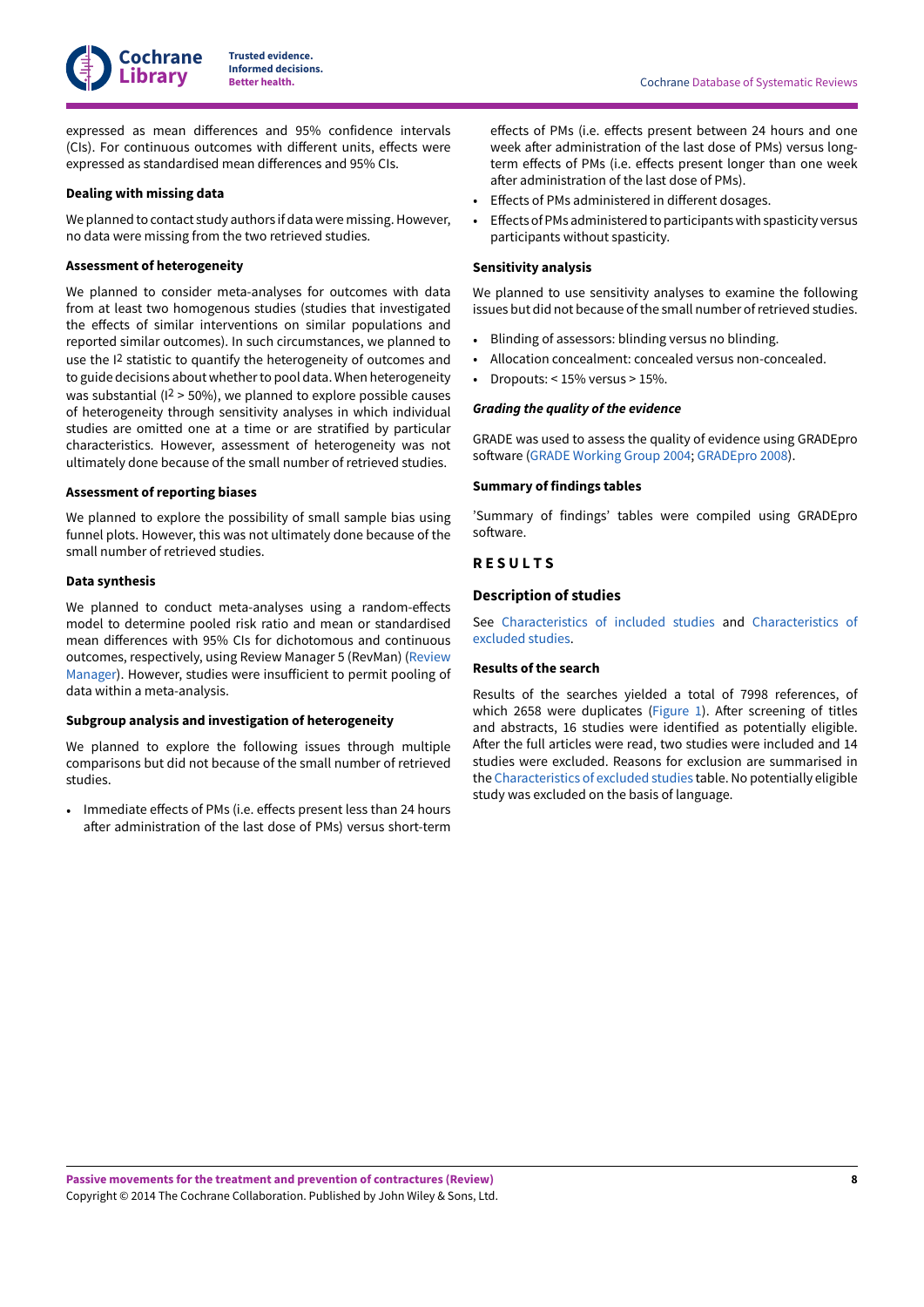expressed as mean differences and 95% confidence intervals (CIs). For continuous outcomes with different units, effects were expressed as standardised mean differences and 95% CIs.

#### Dealing with missing data

We planned to contact study authors if data were missing. However, no data were missing from the two retrieved studies.

#### Assessment of heterogeneity

We planned to consider meta-analyses for outcomes with data from at least two homogenous studies (studies that investigated the effects of similar interventions on similar populations and reported similar outcomes). In such circumstances, we planned to use the $I^2$ statistic to quantify the heterogeneity of outcomes and to guide decisions about whether to pool data. When heterogeneity was substantial ($I^2 > 50\%$), we planned to explore possible causes of heterogeneity through sensitivity analyses in which individual studies are omitted one at a time or are stratified by particular characteristics. However, assessment of heterogeneity was not ultimately done because of the small number of retrieved studies.

#### Assessment of reporting biases

We planned to explore the possibility of small sample bias using funnel plots. However, this was not ultimately done because of the small number of retrieved studies.

#### Data synthesis

We planned to conduct meta-analyses using a random-effects model to determine pooled risk ratio and mean or standardised mean differences with 95% CIs for dichotomous and continuous outcomes, respectively, using Review Manager 5 (RevMan) (Review Manager). However, studies were insufficient to permit pooling of data within a meta-analysis.

#### Subgroup analysis and investigation of heterogeneity

We planned to explore the following issues through multiple comparisons but did not because of the small number of retrieved studies.

- Immediate effects of PMs (i.e. effects present less than 24 hours after administration of the last dose of PMs) versus short-term effects of PMs (i.e. effects present between 24 hours and one week after administration of the last dose of PMs) versus long-term effects of PMs (i.e. effects present longer than one week after administration of the last dose of PMs).
- Effects of PMs administered in different dosages.
- Effects of PMs administered to participants with spasticity versus participants without spasticity.

#### Sensitivity analysis

We planned to use sensitivity analyses to examine the following issues but did not because of the small number of retrieved studies.

- Blinding of assessors: blinding versus no blinding.
- Allocation concealment: concealed versus non-concealed.
- Dropouts: < 15% versus > 15%.

#### *Grading the quality of the evidence*

GRADE was used to assess the quality of evidence using GRADEpro software (GRADE Working Group 2004; GRADEpro 2008).

#### Summary of findings tables

'Summary of findings' tables were compiled using GRADEpro software.

## RESULTS

### Description of studies

See Characteristics of included studies and Characteristics of excluded studies.

#### Results of the search

Results of the searches yielded a total of 7998 references, of which 2658 were duplicates (Figure 1). After screening of titles and abstracts, 16 studies were identified as potentially eligible. After the full articles were read, two studies were included and 14 studies were excluded. Reasons for exclusion are summarised in the Characteristics of excluded studies table. No potentially eligible study was excluded on the basis of language.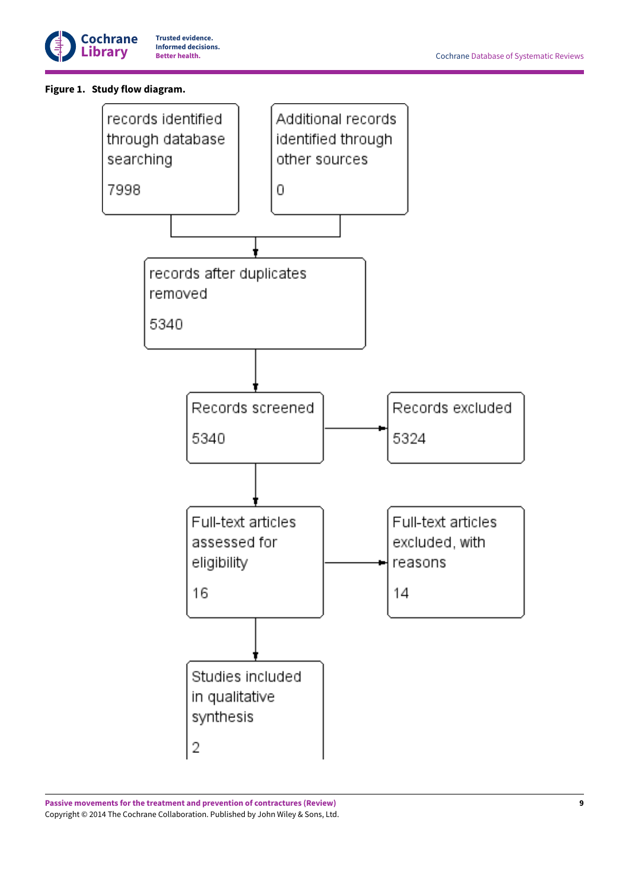**Figure 1. Study flow diagram.**

records identified through database searching

7998

Additional records identified through other sources

0

records after duplicates removed

5340

Records screened

5340

Records excluded

5324

Full-text articles assessed for eligibility

16

Full-text articles excluded, with reasons

14

Studies included in qualitative synthesis

2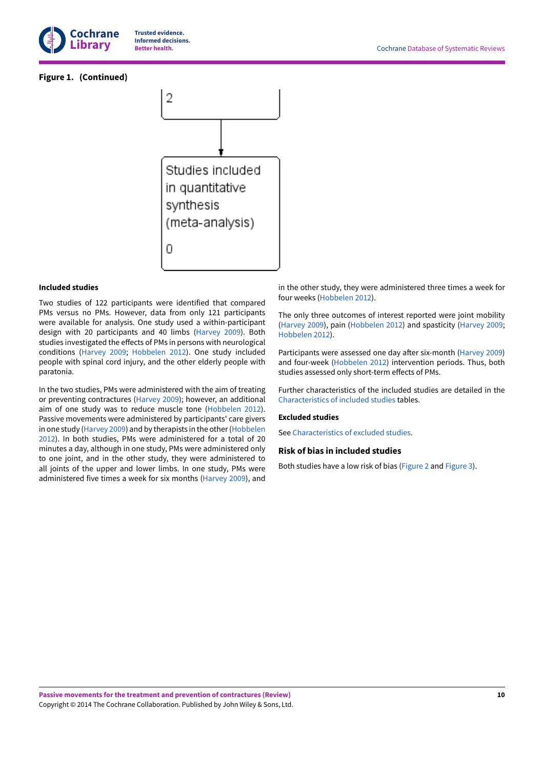**Figure 1. (Continued)**

2

Studies included in quantitative synthesis (meta-analysis)

0

### Included studies

Two studies of 122 participants were identified that compared PMs versus no PMs. However, data from only 121 participants were available for analysis. One study used a within-participant design with 20 participants and 40 limbs (Harvey 2009). Both studies investigated the effects of PMs in persons with neurological conditions (Harvey 2009; Hobbelen 2012). One study included people with spinal cord injury, and the other elderly people with paratonia.

In the two studies, PMs were administered with the aim of treating or preventing contractures (Harvey 2009); however, an additional aim of one study was to reduce muscle tone (Hobbelen 2012). Passive movements were administered by participants' care givers in one study (Harvey 2009) and by therapists in the other (Hobbelen 2012). In both studies, PMs were administered for a total of 20 minutes a day, although in one study, PMs were administered only to one joint, and in the other study, they were administered to all joints of the upper and lower limbs. In one study, PMs were administered five times a week for six months (Harvey 2009), and in the other study, they were administered three times a week for four weeks (Hobbelen 2012).

The only three outcomes of interest reported were joint mobility (Harvey 2009), pain (Hobbelen 2012) and spasticity (Harvey 2009; Hobbelen 2012).

Participants were assessed one day after six-month (Harvey 2009) and four-week (Hobbelen 2012) intervention periods. Thus, both studies assessed only short-term effects of PMs.

Further characteristics of the included studies are detailed in the Characteristics of included studies tables.

### Excluded studies

See Characteristics of excluded studies.

## Risk of bias in included studies

Both studies have a low risk of bias (Figure 2 and Figure 3).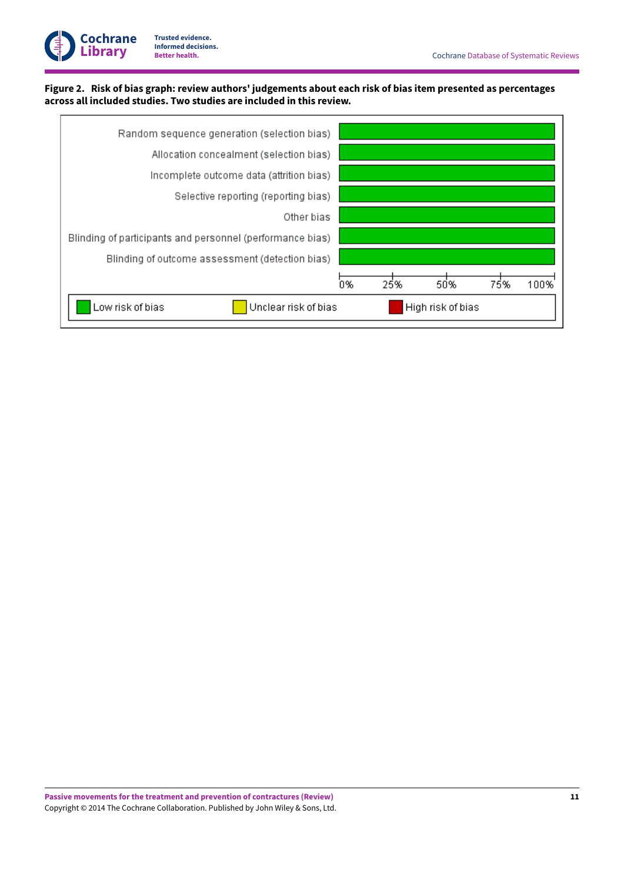**Figure 2. Risk of bias graph: review authors' judgements about each risk of bias item presented as percentages across all included studies. Two studies are included in this review.**

| Risk of bias item | Low risk of bias | Unclear risk of bias | High risk of bias |
|---|---|---|---|
| Random sequence generation (selection bias) | 100% | 0% | 0% |
| Allocation concealment (selection bias) | 100% | 0% | 0% |
| Incomplete outcome data (attrition bias) | 100% | 0% | 0% |
| Selective reporting (reporting bias) | 100% | 0% | 0% |
| Other bias | 100% | 0% | 0% |
| Blinding of participants and personnel (performance bias) | 100% | 0% | 0% |
| Blinding of outcome assessment (detection bias) | 100% | 0% | 0% |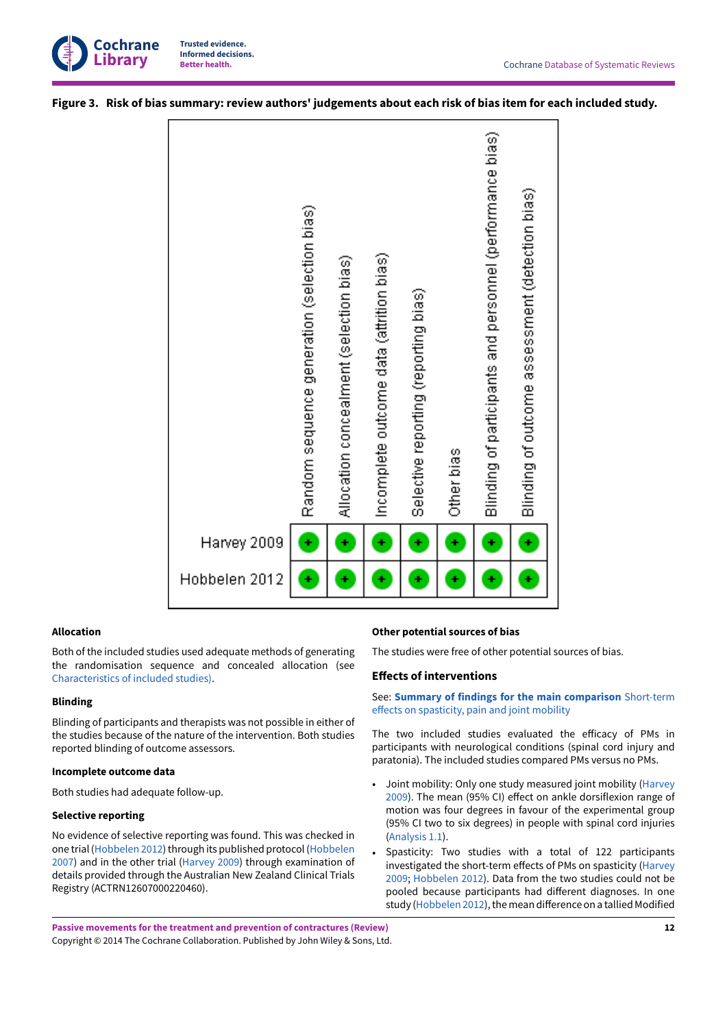**Figure 3. Risk of bias summary: review authors' judgements about each risk of bias item for each included study.**

| | Random sequence generation (selection bias) | Allocation concealment (selection bias) | Incomplete outcome data (attrition bias) | Selective reporting (reporting bias) | Other bias | Blinding of participants and personnel (performance bias) | Blinding of outcome assessment (detection bias) |
|---|---|---|---|---|---|---|---|
| Harvey 2009 | + | + | + | + | + | + | + |
| Hobbelen 2012 | + | + | + | + | + | + | + |

### Allocation

Both of the included studies used adequate methods of generating the randomisation sequence and concealed allocation (see Characteristics of included studies).

### Blinding

Blinding of participants and therapists was not possible in either of the studies because of the nature of the intervention. Both studies reported blinding of outcome assessors.

### Incomplete outcome data

Both studies had adequate follow-up.

### Selective reporting

No evidence of selective reporting was found. This was checked in one trial (Hobbelen 2012) through its published protocol (Hobbelen 2007) and in the other trial (Harvey 2009) through examination of details provided through the Australian New Zealand Clinical Trials Registry (ACTRN12607000220460).

### Other potential sources of bias

The studies were free of other potential sources of bias.

## Effects of interventions

See: **Summary of findings for the main comparison** Short-term effects on spasticity, pain and joint mobility

The two included studies evaluated the efficacy of PMs in participants with neurological conditions (spinal cord injury and paratonia). The included studies compared PMs versus no PMs.

- Joint mobility: Only one study measured joint mobility (Harvey 2009). The mean (95% CI) effect on ankle dorsiflexion range of motion was four degrees in favour of the experimental group (95% CI two to six degrees) in people with spinal cord injuries (Analysis 1.1).
- Spasticity: Two studies with a total of 122 participants investigated the short-term effects of PMs on spasticity (Harvey 2009; Hobbelen 2012). Data from the two studies could not be pooled because participants had different diagnoses. In one study (Hobbelen 2012), the mean difference on a tallied Modified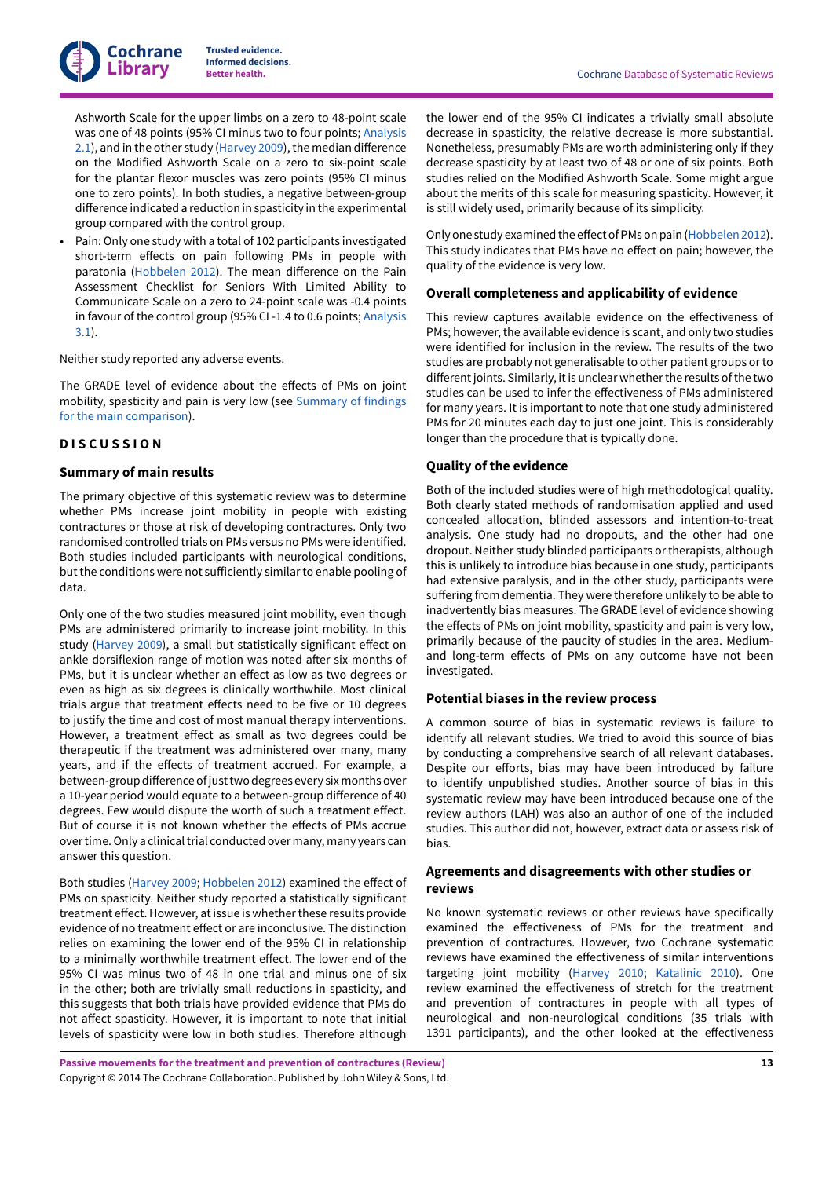Ashworth Scale for the upper limbs on a zero to 48-point scale was one of 48 points (95% CI minus two to four points; Analysis 2.1), and in the other study (Harvey 2009), the median difference on the Modified Ashworth Scale on a zero to six-point scale for the plantar flexor muscles was zero points (95% CI minus one to zero points). In both studies, a negative between-group difference indicated a reduction in spasticity in the experimental group compared with the control group.

- Pain: Only one study with a total of 102 participants investigated short-term effects on pain following PMs in people with paratonia (Hobbelen 2012). The mean difference on the Pain Assessment Checklist for Seniors With Limited Ability to Communicate Scale on a zero to 24-point scale was -0.4 points in favour of the control group (95% CI -1.4 to 0.6 points; Analysis 3.1).

Neither study reported any adverse events.

The GRADE level of evidence about the effects of PMs on joint mobility, spasticity and pain is very low (see Summary of findings for the main comparison).

# DISCUSSION

## Summary of main results

The primary objective of this systematic review was to determine whether PMs increase joint mobility in people with existing contractures or those at risk of developing contractures. Only two randomised controlled trials on PMs versus no PMs were identified. Both studies included participants with neurological conditions, but the conditions were not sufficiently similar to enable pooling of data.

Only one of the two studies measured joint mobility, even though PMs are administered primarily to increase joint mobility. In this study (Harvey 2009), a small but statistically significant effect on ankle dorsiflexion range of motion was noted after six months of PMs, but it is unclear whether an effect as low as two degrees or even as high as six degrees is clinically worthwhile. Most clinical trials argue that treatment effects need to be five or 10 degrees to justify the time and cost of most manual therapy interventions. However, a treatment effect as small as two degrees could be therapeutic if the treatment was administered over many, many years, and if the effects of treatment accrued. For example, a between-group difference of just two degrees every six months over a 10-year period would equate to a between-group difference of 40 degrees. Few would dispute the worth of such a treatment effect. But of course it is not known whether the effects of PMs accrue over time. Only a clinical trial conducted over many, many years can answer this question.

Both studies (Harvey 2009; Hobbelen 2012) examined the effect of PMs on spasticity. Neither study reported a statistically significant treatment effect. However, at issue is whether these results provide evidence of no treatment effect or are inconclusive. The distinction relies on examining the lower end of the 95% CI in relationship to a minimally worthwhile treatment effect. The lower end of the 95% CI was minus two of 48 in one trial and minus one of six in the other; both are trivially small reductions in spasticity, and this suggests that both trials have provided evidence that PMs do not affect spasticity. However, it is important to note that initial levels of spasticity were low in both studies. Therefore although the lower end of the 95% CI indicates a trivially small absolute decrease in spasticity, the relative decrease is more substantial. Nonetheless, presumably PMs are worth administering only if they decrease spasticity by at least two of 48 or one of six points. Both studies relied on the Modified Ashworth Scale. Some might argue about the merits of this scale for measuring spasticity. However, it is still widely used, primarily because of its simplicity.

Only one study examined the effect of PMs on pain (Hobbelen 2012). This study indicates that PMs have no effect on pain; however, the quality of the evidence is very low.

## Overall completeness and applicability of evidence

This review captures available evidence on the effectiveness of PMs; however, the available evidence is scant, and only two studies were identified for inclusion in the review. The results of the two studies are probably not generalisable to other patient groups or to different joints. Similarly, it is unclear whether the results of the two studies can be used to infer the effectiveness of PMs administered for many years. It is important to note that one study administered PMs for 20 minutes each day to just one joint. This is considerably longer than the procedure that is typically done.

## Quality of the evidence

Both of the included studies were of high methodological quality. Both clearly stated methods of randomisation applied and used concealed allocation, blinded assessors and intention-to-treat analysis. One study had no dropouts, and the other had one dropout. Neither study blinded participants or therapists, although this is unlikely to introduce bias because in one study, participants had extensive paralysis, and in the other study, participants were suffering from dementia. They were therefore unlikely to be able to inadvertently bias measures. The GRADE level of evidence showing the effects of PMs on joint mobility, spasticity and pain is very low, primarily because of the paucity of studies in the area. Medium- and long-term effects of PMs on any outcome have not been investigated.

## Potential biases in the review process

A common source of bias in systematic reviews is failure to identify all relevant studies. We tried to avoid this source of bias by conducting a comprehensive search of all relevant databases. Despite our efforts, bias may have been introduced by failure to identify unpublished studies. Another source of bias in this systematic review may have been introduced because one of the review authors (LAH) was also an author of one of the included studies. This author did not, however, extract data or assess risk of bias.

## Agreements and disagreements with other studies or reviews

No known systematic reviews or other reviews have specifically examined the effectiveness of PMs for the treatment and prevention of contractures. However, two Cochrane systematic reviews have examined the effectiveness of similar interventions targeting joint mobility (Harvey 2010; Katalinic 2010). One review examined the effectiveness of stretch for the treatment and prevention of contractures in people with all types of neurological and non-neurological conditions (35 trials with 1391 participants), and the other looked at the effectiveness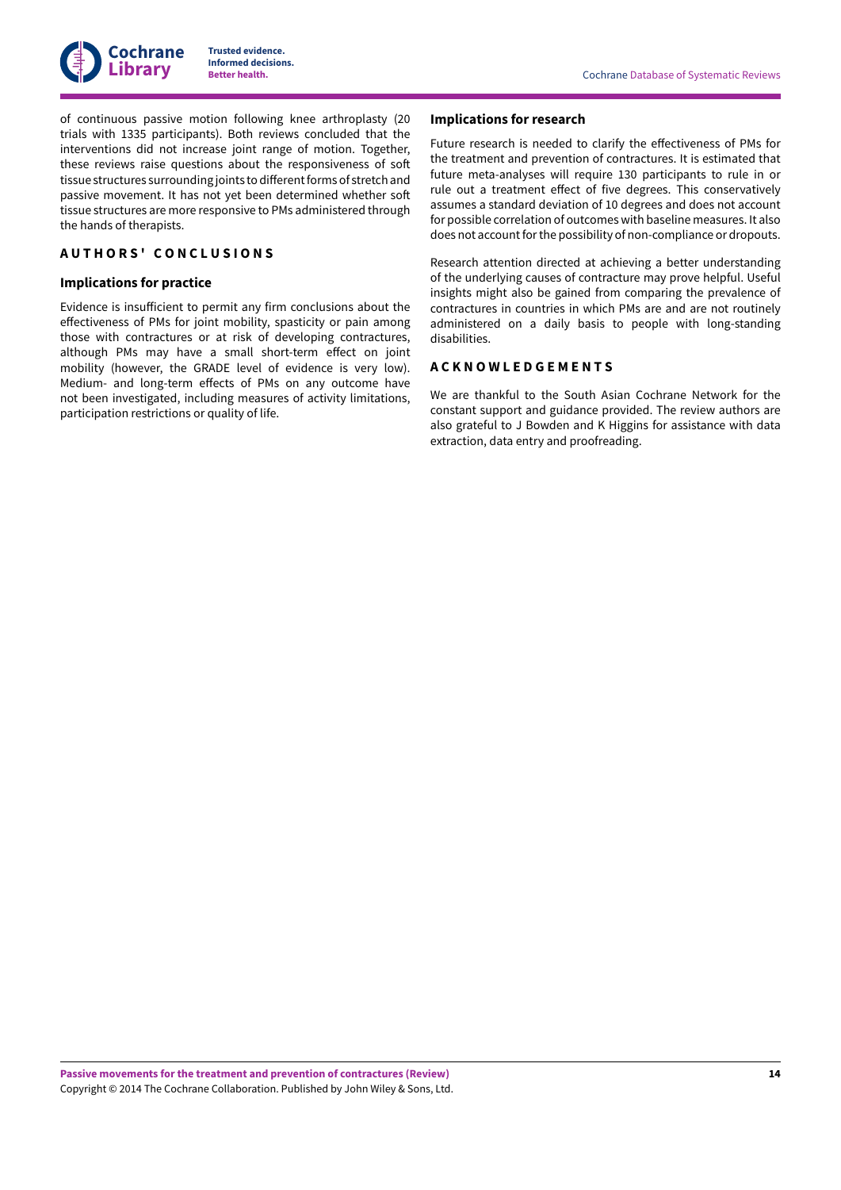of continuous passive motion following knee arthroplasty (20 trials with 1335 participants). Both reviews concluded that the interventions did not increase joint range of motion. Together, these reviews raise questions about the responsiveness of soft tissue structures surrounding joints to different forms of stretch and passive movement. It has not yet been determined whether soft tissue structures are more responsive to PMs administered through the hands of therapists.

# AUTHORS' CONCLUSIONS

## Implications for practice

Evidence is insufficient to permit any firm conclusions about the effectiveness of PMs for joint mobility, spasticity or pain among those with contractures or at risk of developing contractures, although PMs may have a small short-term effect on joint mobility (however, the GRADE level of evidence is very low). Medium- and long-term effects of PMs on any outcome have not been investigated, including measures of activity limitations, participation restrictions or quality of life.

## Implications for research

Future research is needed to clarify the effectiveness of PMs for the treatment and prevention of contractures. It is estimated that future meta-analyses will require 130 participants to rule in or rule out a treatment effect of five degrees. This conservatively assumes a standard deviation of 10 degrees and does not account for possible correlation of outcomes with baseline measures. It also does not account for the possibility of non-compliance or dropouts.

Research attention directed at achieving a better understanding of the underlying causes of contracture may prove helpful. Useful insights might also be gained from comparing the prevalence of contractures in countries in which PMs are and are not routinely administered on a daily basis to people with long-standing disabilities.

# ACKNOWLEDGEMENTS

We are thankful to the South Asian Cochrane Network for the constant support and guidance provided. The review authors are also grateful to J Bowden and K Higgins for assistance with data extraction, data entry and proofreading.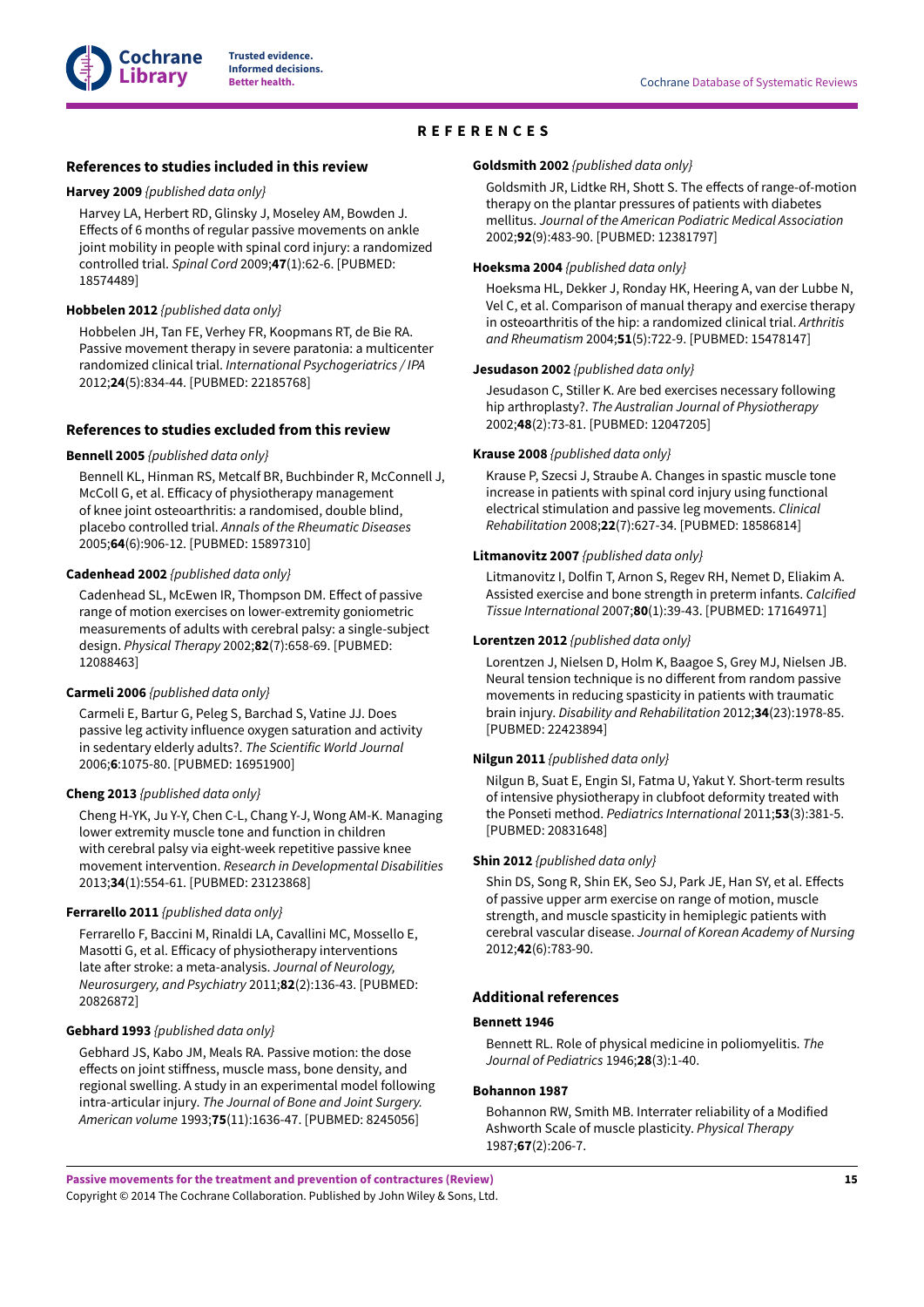# REFERENCES

## References to studies included in this review

**Harvey 2009** *{published data only}*

Harvey LA, Herbert RD, Glinsky J, Moseley AM, Bowden J. Effects of 6 months of regular passive movements on ankle joint mobility in people with spinal cord injury: a randomized controlled trial. *Spinal Cord* 2009;**47**(1):62-6. [PUBMED: 18574489]

**Hobbelen 2012** *{published data only}*

Hobbelen JH, Tan FE, Verhey FR, Koopmans RT, de Bie RA. Passive movement therapy in severe paratonia: a multicenter randomized clinical trial. *International Psychogeriatrics / IPA* 2012;**24**(5):834-44. [PUBMED: 22185768]

## References to studies excluded from this review

**Bennell 2005** *{published data only}*

Bennell KL, Hinman RS, Metcalf BR, Buchbinder R, McConnell J, McColl G, et al. Efficacy of physiotherapy management of knee joint osteoarthritis: a randomised, double blind, placebo controlled trial. *Annals of the Rheumatic Diseases* 2005;**64**(6):906-12. [PUBMED: 15897310]

**Cadenhead 2002** *{published data only}*

Cadenhead SL, McEwen IR, Thompson DM. Effect of passive range of motion exercises on lower-extremity goniometric measurements of adults with cerebral palsy: a single-subject design. *Physical Therapy* 2002;**82**(7):658-69. [PUBMED: 12088463]

**Carmeli 2006** *{published data only}*

Carmeli E, Bartur G, Peleg S, Barchad S, Vatine JJ. Does passive leg activity influence oxygen saturation and activity in sedentary elderly adults?. *The Scientific World Journal* 2006;**6**:1075-80. [PUBMED: 16951900]

**Cheng 2013** *{published data only}*

Cheng H-YK, Ju Y-Y, Chen C-L, Chang Y-J, Wong AM-K. Managing lower extremity muscle tone and function in children with cerebral palsy via eight-week repetitive passive knee movement intervention. *Research in Developmental Disabilities* 2013;**34**(1):554-61. [PUBMED: 23123868]

**Ferrarello 2011** *{published data only}*

Ferrarello F, Baccini M, Rinaldi LA, Cavallini MC, Mossello E, Masotti G, et al. Efficacy of physiotherapy interventions late after stroke: a meta-analysis. *Journal of Neurology, Neurosurgery, and Psychiatry* 2011;**82**(2):136-43. [PUBMED: 20826872]

**Gebhard 1993** *{published data only}*

Gebhard JS, Kabo JM, Meals RA. Passive motion: the dose effects on joint stiffness, muscle mass, bone density, and regional swelling. A study in an experimental model following intra-articular injury. *The Journal of Bone and Joint Surgery. American volume* 1993;**75**(11):1636-47. [PUBMED: 8245056]

**Goldsmith 2002** *{published data only}*

Goldsmith JR, Lidtke RH, Shott S. The effects of range-of-motion therapy on the plantar pressures of patients with diabetes mellitus. *Journal of the American Podiatric Medical Association* 2002;**92**(9):483-90. [PUBMED: 12381797]

**Hoeksma 2004** *{published data only}*

Hoeksma HL, Dekker J, Ronday HK, Heering A, van der Lubbe N, Vel C, et al. Comparison of manual therapy and exercise therapy in osteoarthritis of the hip: a randomized clinical trial. *Arthritis and Rheumatism* 2004;**51**(5):722-9. [PUBMED: 15478147]

**Jesudason 2002** *{published data only}*

Jesudason C, Stiller K. Are bed exercises necessary following hip arthroplasty?. *The Australian Journal of Physiotherapy* 2002;**48**(2):73-81. [PUBMED: 12047205]

**Krause 2008** *{published data only}*

Krause P, Szecsi J, Straube A. Changes in spastic muscle tone increase in patients with spinal cord injury using functional electrical stimulation and passive leg movements. *Clinical Rehabilitation* 2008;**22**(7):627-34. [PUBMED: 18586814]

**Litmanovitz 2007** *{published data only}*

Litmanovitz I, Dolfin T, Arnon S, Regev RH, Nemet D, Eliakim A. Assisted exercise and bone strength in preterm infants. *Calcified Tissue International* 2007;**80**(1):39-43. [PUBMED: 17164971]

**Lorentzen 2012** *{published data only}*

Lorentzen J, Nielsen D, Holm K, Baagoe S, Grey MJ, Nielsen JB. Neural tension technique is no different from random passive movements in reducing spasticity in patients with traumatic brain injury. *Disability and Rehabilitation* 2012;**34**(23):1978-85. [PUBMED: 22423894]

**Nilgun 2011** *{published data only}*

Nilgun B, Suat E, Engin SI, Fatma U, Yakut Y. Short-term results of intensive physiotherapy in clubfoot deformity treated with the Ponseti method. *Pediatrics International* 2011;**53**(3):381-5. [PUBMED: 20831648]

**Shin 2012** *{published data only}*

Shin DS, Song R, Shin EK, Seo SJ, Park JE, Han SY, et al. Effects of passive upper arm exercise on range of motion, muscle strength, and muscle spasticity in hemiplegic patients with cerebral vascular disease. *Journal of Korean Academy of Nursing* 2012;**42**(6):783-90.

## Additional references

**Bennett 1946**

Bennett RL. Role of physical medicine in poliomyelitis. *The Journal of Pediatrics* 1946;**28**(3):1-40.

**Bohannon 1987**

Bohannon RW, Smith MB. Interrater reliability of a Modified Ashworth Scale of muscle plasticity. *Physical Therapy* 1987;**67**(2):206-7.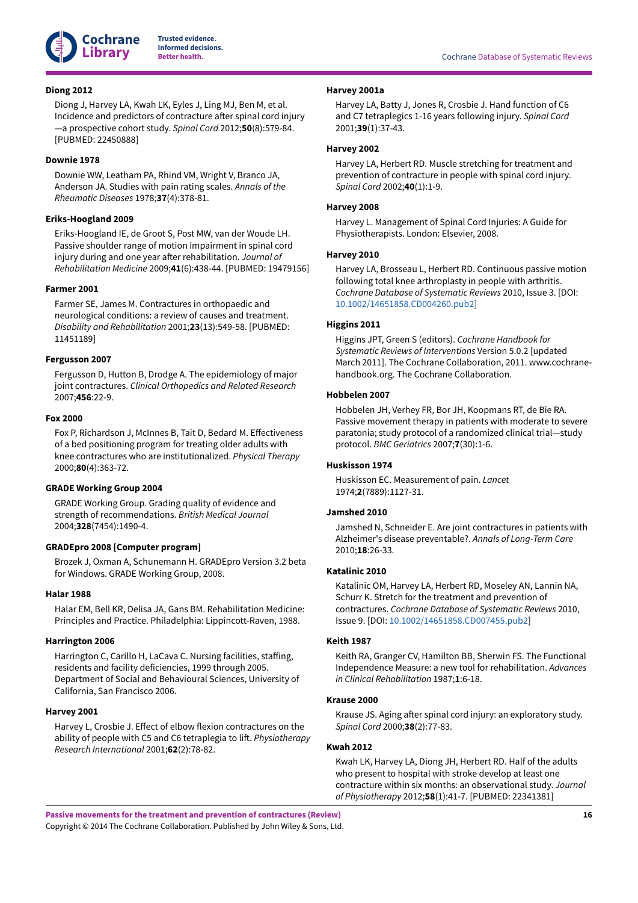**Diong 2012**

Diong J, Harvey LA, Kwah LK, Eyles J, Ling MJ, Ben M, et al. Incidence and predictors of contracture after spinal cord injury—a prospective cohort study. *Spinal Cord* 2012;**50**(8):579-84. [PUBMED: 22450888]

**Downie 1978**

Downie WW, Leatham PA, Rhind VM, Wright V, Branco JA, Anderson JA. Studies with pain rating scales. *Annals of the Rheumatic Diseases* 1978;**37**(4):378-81.

**Eriks-Hoogland 2009**

Eriks-Hoogland IE, de Groot S, Post MW, van der Woude LH. Passive shoulder range of motion impairment in spinal cord injury during and one year after rehabilitation. *Journal of Rehabilitation Medicine* 2009;**41**(6):438-44. [PUBMED: 19479156]

**Farmer 2001**

Farmer SE, James M. Contractures in orthopaedic and neurological conditions: a review of causes and treatment. *Disability and Rehabilitation* 2001;**23**(13):549-58. [PUBMED: 11451189]

**Fergusson 2007**

Fergusson D, Hutton B, Drodge A. The epidemiology of major joint contractures. *Clinical Orthopedics and Related Research* 2007;**456**:22-9.

**Fox 2000**

Fox P, Richardson J, McInnes B, Tait D, Bedard M. Effectiveness of a bed positioning program for treating older adults with knee contractures who are institutionalized. *Physical Therapy* 2000;**80**(4):363-72.

**GRADE Working Group 2004**

GRADE Working Group. Grading quality of evidence and strength of recommendations. *British Medical Journal* 2004;**328**(7454):1490-4.

**GRADEpro 2008 [Computer program]**

Brozek J, Oxman A, Schunemann H. GRADEpro Version 3.2 beta for Windows. GRADE Working Group, 2008.

**Halar 1988**

Halar EM, Bell KR, Delisa JA, Gans BM. Rehabilitation Medicine: Principles and Practice. Philadelphia: Lippincott-Raven, 1988.

**Harrington 2006**

Harrington C, Carillo H, LaCava C. Nursing facilities, staffing, residents and facility deficiencies, 1999 through 2005. Department of Social and Behavioural Sciences, University of California, San Francisco 2006.

**Harvey 2001**

Harvey L, Crosbie J. Effect of elbow flexion contractures on the ability of people with C5 and C6 tetraplegia to lift. *Physiotherapy Research International* 2001;**62**(2):78-82.

**Harvey 2001a**

Harvey LA, Batty J, Jones R, Crosbie J. Hand function of C6 and C7 tetraplegics 1-16 years following injury. *Spinal Cord* 2001;**39**(1):37-43.

**Harvey 2002**

Harvey LA, Herbert RD. Muscle stretching for treatment and prevention of contracture in people with spinal cord injury. *Spinal Cord* 2002;**40**(1):1-9.

**Harvey 2008**

Harvey L. Management of Spinal Cord Injuries: A Guide for Physiotherapists. London: Elsevier, 2008.

**Harvey 2010**

Harvey LA, Brosseau L, Herbert RD. Continuous passive motion following total knee arthroplasty in people with arthritis. *Cochrane Database of Systematic Reviews* 2010, Issue 3. [DOI: 10.1002/14651858.CD004260.pub2]

**Higgins 2011**

Higgins JPT, Green S (editors). *Cochrane Handbook for Systematic Reviews of Interventions* Version 5.0.2 [updated March 2011]. The Cochrane Collaboration, 2011. www.cochrane-handbook.org. The Cochrane Collaboration.

**Hobbelen 2007**

Hobbelen JH, Verhey FR, Bor JH, Koopmans RT, de Bie RA. Passive movement therapy in patients with moderate to severe paratonia; study protocol of a randomized clinical trial—study protocol. *BMC Geriatrics* 2007;**7**(30):1-6.

**Huskisson 1974**

Huskisson EC. Measurement of pain. *Lancet* 1974;**2**(7889):1127-31.

**Jamshed 2010**

Jamshed N, Schneider E. Are joint contractures in patients with Alzheimer's disease preventable?. *Annals of Long-Term Care* 2010;**18**:26-33.

**Katalinic 2010**

Katalinic OM, Harvey LA, Herbert RD, Moseley AN, Lannin NA, Schurr K. Stretch for the treatment and prevention of contractures. *Cochrane Database of Systematic Reviews* 2010, Issue 9. [DOI: 10.1002/14651858.CD007455.pub2]

**Keith 1987**

Keith RA, Granger CV, Hamilton BB, Sherwin FS. The Functional Independence Measure: a new tool for rehabilitation. *Advances in Clinical Rehabilitation* 1987;**1**:6-18.

**Krause 2000**

Krause JS. Aging after spinal cord injury: an exploratory study. *Spinal Cord* 2000;**38**(2):77-83.

**Kwah 2012**

Kwah LK, Harvey LA, Diong JH, Herbert RD. Half of the adults who present to hospital with stroke develop at least one contracture within six months: an observational study. *Journal of Physiotherapy* 2012;**58**(1):41-7. [PUBMED: 22341381]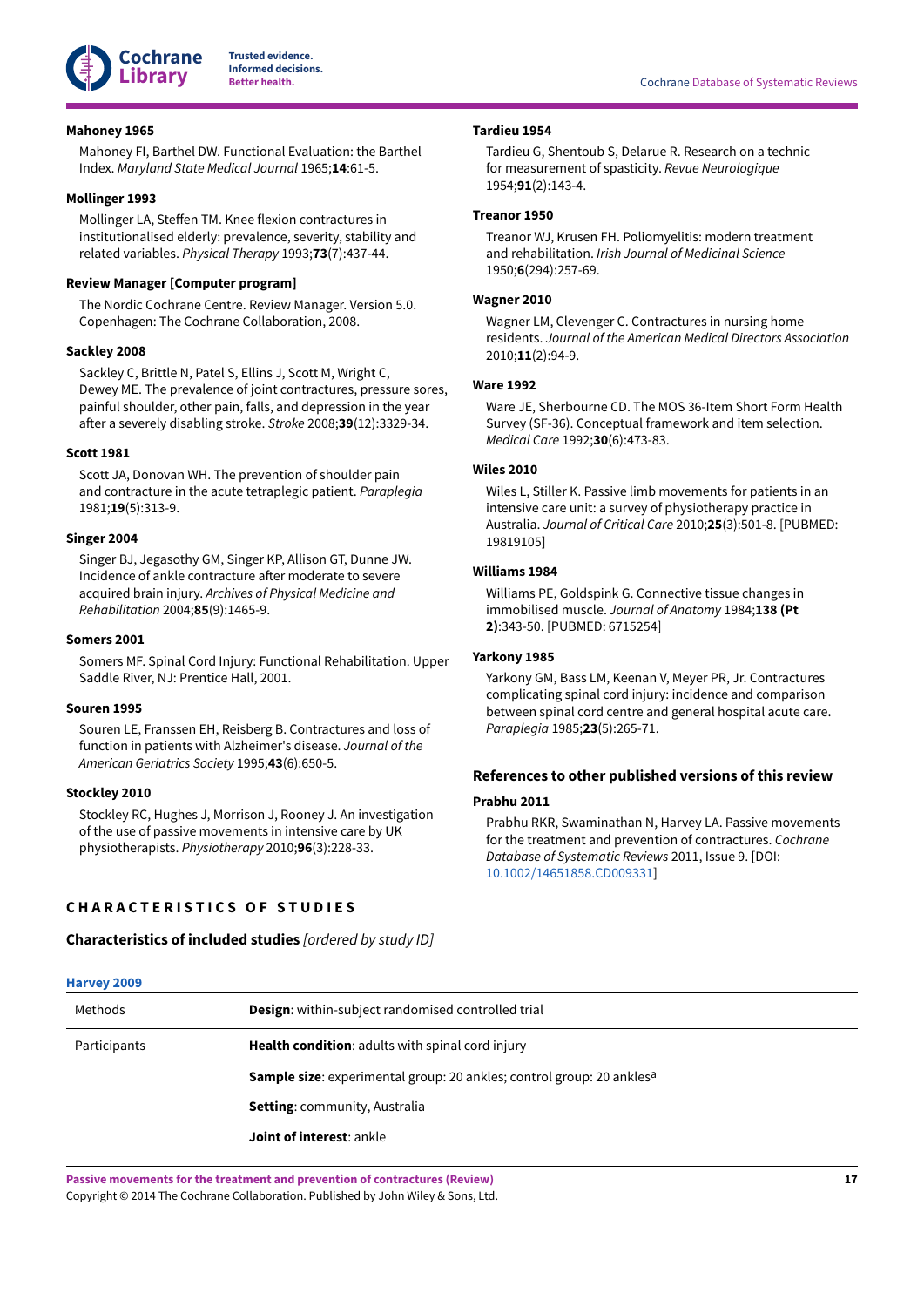**Mahoney 1965**

Mahoney FI, Barthel DW. Functional Evaluation: the Barthel Index. *Maryland State Medical Journal* 1965;**14**:61-5.

**Mollinger 1993**

Mollinger LA, Steffen TM. Knee flexion contractures in institutionalised elderly: prevalence, severity, stability and related variables. *Physical Therapy* 1993;**73**(7):437-44.

**Review Manager [Computer program]**

The Nordic Cochrane Centre. Review Manager. Version 5.0. Copenhagen: The Cochrane Collaboration, 2008.

**Sackley 2008**

Sackley C, Brittle N, Patel S, Ellins J, Scott M, Wright C, Dewey ME. The prevalence of joint contractures, pressure sores, painful shoulder, other pain, falls, and depression in the year after a severely disabling stroke. *Stroke* 2008;**39**(12):3329-34.

**Scott 1981**

Scott JA, Donovan WH. The prevention of shoulder pain and contracture in the acute tetraplegic patient. *Paraplegia* 1981;**19**(5):313-9.

**Singer 2004**

Singer BJ, Jegasothy GM, Singer KP, Allison GT, Dunne JW. Incidence of ankle contracture after moderate to severe acquired brain injury. *Archives of Physical Medicine and Rehabilitation* 2004;**85**(9):1465-9.

**Somers 2001**

Somers MF. Spinal Cord Injury: Functional Rehabilitation. Upper Saddle River, NJ: Prentice Hall, 2001.

**Souren 1995**

Souren LE, Franssen EH, Reisberg B. Contractures and loss of function in patients with Alzheimer's disease. *Journal of the American Geriatrics Society* 1995;**43**(6):650-5.

**Stockley 2010**

Stockley RC, Hughes J, Morrison J, Rooney J. An investigation of the use of passive movements in intensive care by UK physiotherapists. *Physiotherapy* 2010;**96**(3):228-33.

**Tardieu 1954**

Tardieu G, Shentoub S, Delarue R. Research on a technic for measurement of spasticity. *Revue Neurologique* 1954;**91**(2):143-4.

**Treanor 1950**

Treanor WJ, Krusen FH. Poliomyelitis: modern treatment and rehabilitation. *Irish Journal of Medicinal Science* 1950;**6**(294):257-69.

**Wagner 2010**

Wagner LM, Clevenger C. Contractures in nursing home residents. *Journal of the American Medical Directors Association* 2010;**11**(2):94-9.

**Ware 1992**

Ware JE, Sherbourne CD. The MOS 36-Item Short Form Health Survey (SF-36). Conceptual framework and item selection. *Medical Care* 1992;**30**(6):473-83.

**Wiles 2010**

Wiles L, Stiller K. Passive limb movements for patients in an intensive care unit: a survey of physiotherapy practice in Australia. *Journal of Critical Care* 2010;**25**(3):501-8. [PUBMED: 19819105]

**Williams 1984**

Williams PE, Goldspink G. Connective tissue changes in immobilised muscle. *Journal of Anatomy* 1984;**138 (Pt 2)**:343-50. [PUBMED: 6715254]

**Yarkony 1985**

Yarkony GM, Bass LM, Keenan V, Meyer PR, Jr. Contractures complicating spinal cord injury: incidence and comparison between spinal cord centre and general hospital acute care. *Paraplegia* 1985;**23**(5):265-71.

### References to other published versions of this review

**Prabhu 2011**

Prabhu RKR, Swaminathan N, Harvey LA. Passive movements for the treatment and prevention of contractures. *Cochrane Database of Systematic Reviews* 2011, Issue 9. [DOI: 10.1002/14651858.CD009331]

## CHARACTERISTICS OF STUDIES

### Characteristics of included studies *[ordered by study ID]*

**Harvey 2009**

| | |
|---|---|
| Methods | **Design**: within-subject randomised controlled trial |
| Participants | **Health condition**: adults with spinal cord injury |
| | **Sample size**: experimental group: 20 ankles; control group: 20 ankles[a] |
| | **Setting**: community, Australia |
| | **Joint of interest**: ankle |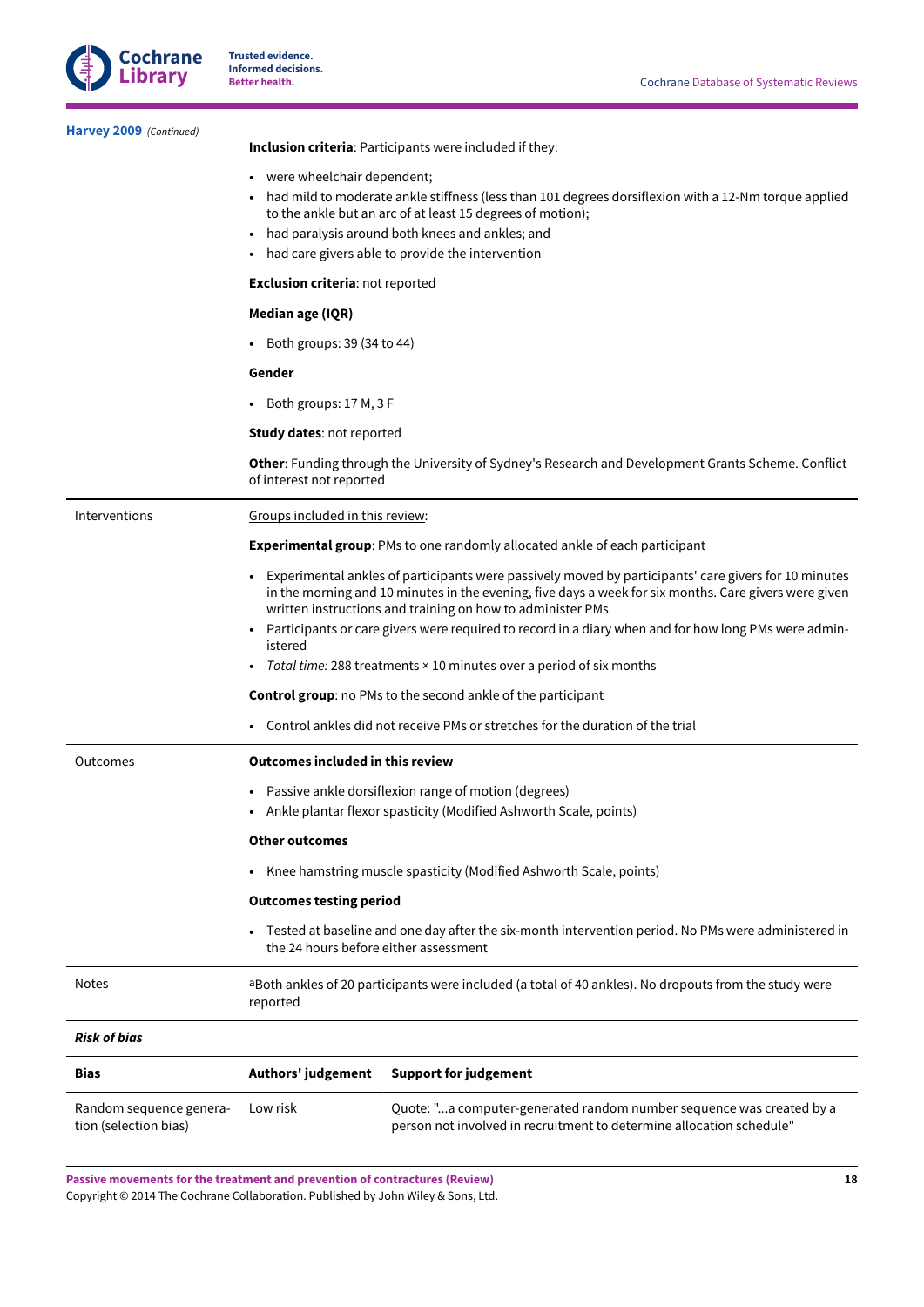**Harvey 2009** *(Continued)*

| | |
|---|---|
| | **Inclusion criteria**: Participants were included if they:<br><br>• were wheelchair dependent;<br>• had mild to moderate ankle stiffness (less than 101 degrees dorsiflexion with a 12-Nm torque applied to the ankle but an arc of at least 15 degrees of motion);<br>• had paralysis around both knees and ankles; and<br>• had care givers able to provide the intervention<br><br>**Exclusion criteria**: not reported<br><br>**Median age (IQR)**<br><br>• Both groups: 39 (34 to 44)<br><br>**Gender**<br><br>• Both groups: 17 M, 3 F<br><br>**Study dates**: not reported<br><br>**Other**: Funding through the University of Sydney's Research and Development Grants Scheme. Conflict of interest not reported |
| Interventions | Groups included in this review:<br><br>**Experimental group**: PMs to one randomly allocated ankle of each participant<br><br>• Experimental ankles of participants were passively moved by participants' care givers for 10 minutes in the morning and 10 minutes in the evening, five days a week for six months. Care givers were given written instructions and training on how to administer PMs<br>• Participants or care givers were required to record in a diary when and for how long PMs were administered<br>• *Total time:* 288 treatments × 10 minutes over a period of six months<br><br>**Control group**: no PMs to the second ankle of the participant<br><br>• Control ankles did not receive PMs or stretches for the duration of the trial |
| Outcomes | **Outcomes included in this review**<br><br>• Passive ankle dorsiflexion range of motion (degrees)<br>• Ankle plantar flexor spasticity (Modified Ashworth Scale, points)<br><br>**Other outcomes**<br><br>• Knee hamstring muscle spasticity (Modified Ashworth Scale, points)<br><br>**Outcomes testing period**<br><br>• Tested at baseline and one day after the six-month intervention period. No PMs were administered in the 24 hours before either assessment |
| Notes | [a]Both ankles of 20 participants were included (a total of 40 ankles). No dropouts from the study were reported |

***Risk of bias***

| Bias | Authors' judgement | Support for judgement |
|---|---|---|
| Random sequence generation (selection bias) | Low risk | Quote: "...a computer-generated random number sequence was created by a person not involved in recruitment to determine allocation schedule" |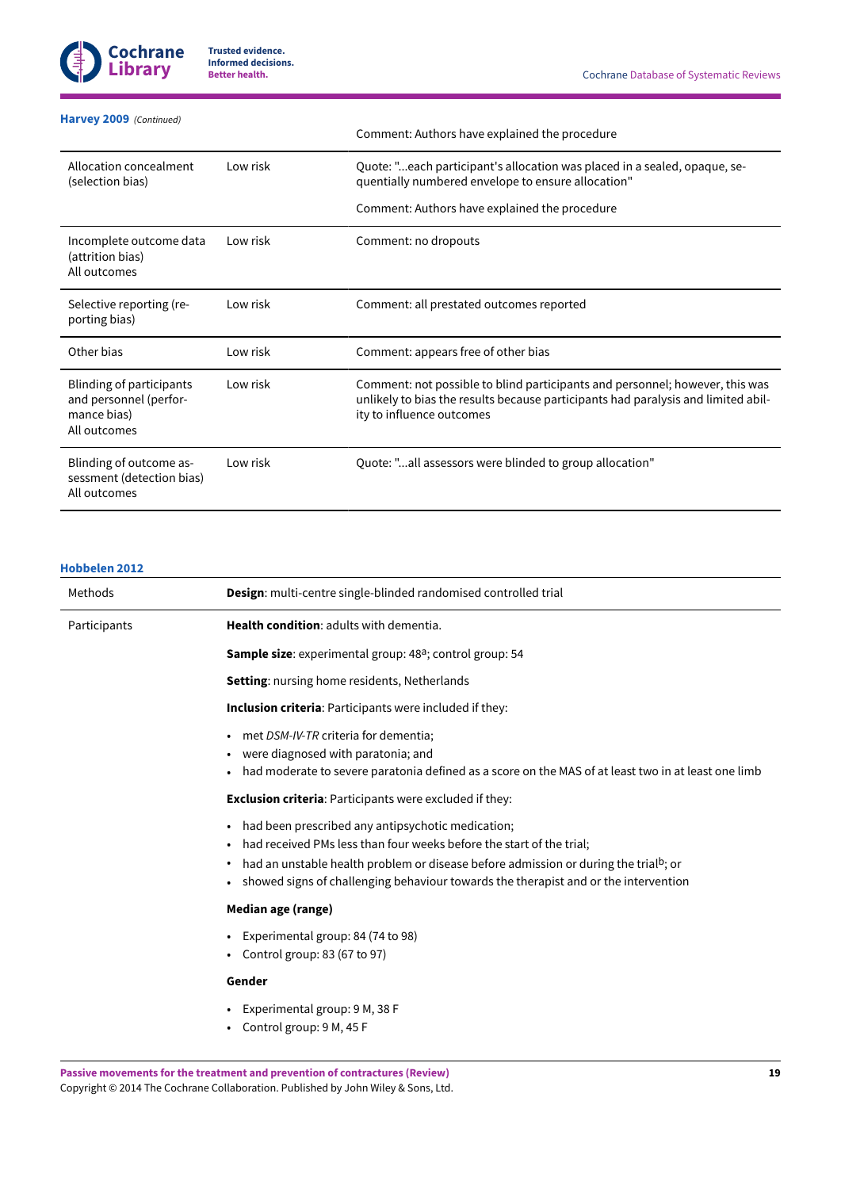**Harvey 2009** *(Continued)*

| | | |
|---|---|---|
| | | Comment: Authors have explained the procedure |
| Allocation concealment (selection bias) | Low risk | Quote: "...each participant's allocation was placed in a sealed, opaque, sequentially numbered envelope to ensure allocation"<br><br>Comment: Authors have explained the procedure |
| Incomplete outcome data (attrition bias)<br>All outcomes | Low risk | Comment: no dropouts |
| Selective reporting (reporting bias) | Low risk | Comment: all prestated outcomes reported |
| Other bias | Low risk | Comment: appears free of other bias |
| Blinding of participants and personnel (performance bias)<br>All outcomes | Low risk | Comment: not possible to blind participants and personnel; however, this was unlikely to bias the results because participants had paralysis and limited ability to influence outcomes |
| Blinding of outcome assessment (detection bias)<br>All outcomes | Low risk | Quote: "...all assessors were blinded to group allocation" |

**Hobbelen 2012**

| | |
|---|---|
| Methods | **Design**: multi-centre single-blinded randomised controlled trial |
| Participants | **Health condition**: adults with dementia.<br><br>**Sample size**: experimental group: 48[a]; control group: 54<br><br>**Setting**: nursing home residents, Netherlands<br><br>**Inclusion criteria**: Participants were included if they:<br>• met *DSM-IV-TR* criteria for dementia;<br>• were diagnosed with paratonia; and<br>• had moderate to severe paratonia defined as a score on the MAS of at least two in at least one limb<br><br>**Exclusion criteria**: Participants were excluded if they:<br>• had been prescribed any antipsychotic medication;<br>• had received PMs less than four weeks before the start of the trial;<br>• had an unstable health problem or disease before admission or during the trial[b]; or<br>• showed signs of challenging behaviour towards the therapist and or the intervention<br><br>**Median age (range)**<br>• Experimental group: 84 (74 to 98)<br>• Control group: 83 (67 to 97)<br><br>**Gender**<br>• Experimental group: 9 M, 38 F<br>• Control group: 9 M, 45 F |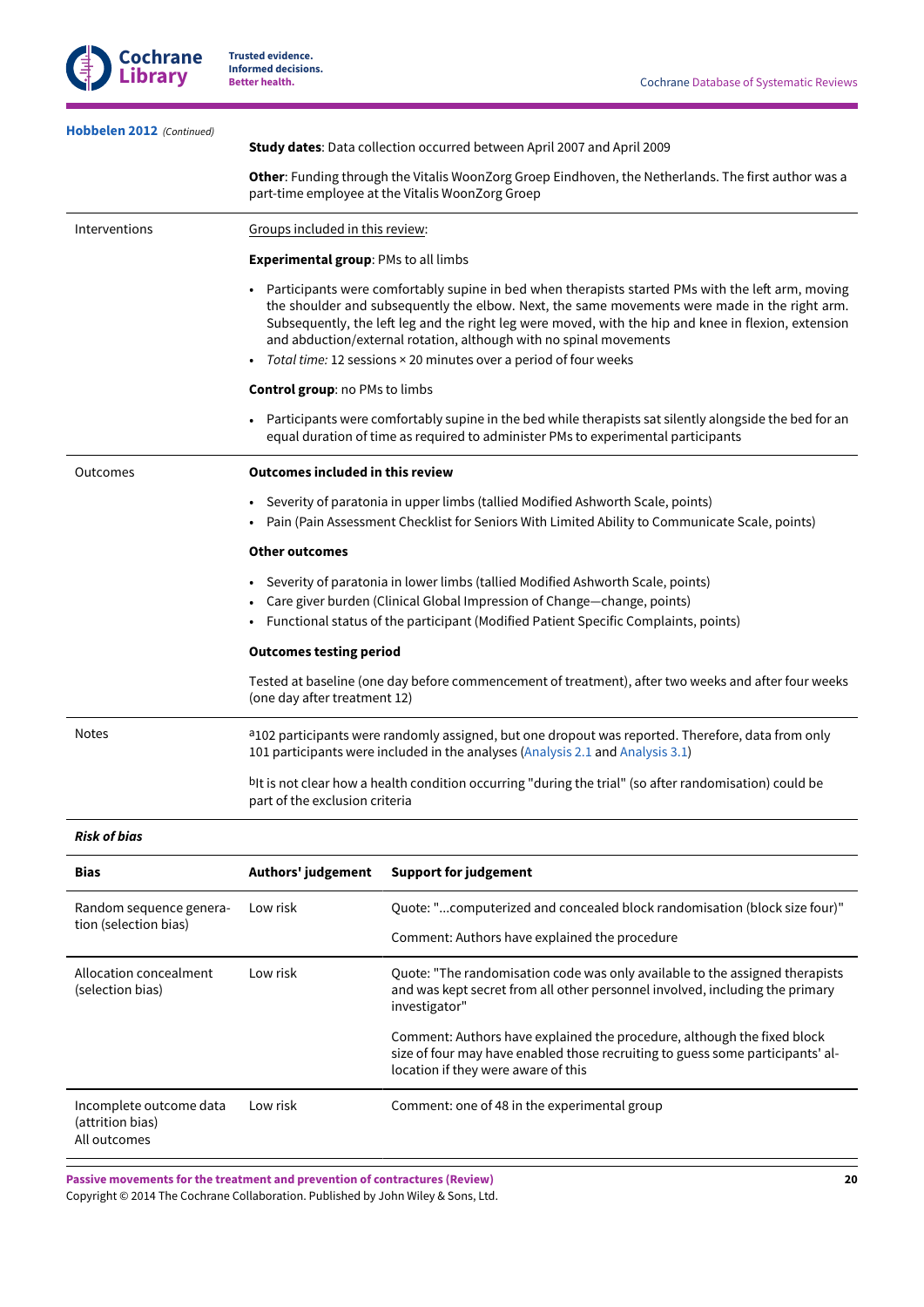**Hobbelen 2012** *(Continued)*

| | |
|---|---|
| | **Study dates**: Data collection occurred between April 2007 and April 2009<br><br>**Other**: Funding through the Vitalis WoonZorg Groep Eindhoven, the Netherlands. The first author was a part-time employee at the Vitalis WoonZorg Groep |
| Interventions | Groups included in this review:<br><br>**Experimental group**: PMs to all limbs<br><br>• Participants were comfortably supine in bed when therapists started PMs with the left arm, moving the shoulder and subsequently the elbow. Next, the same movements were made in the right arm. Subsequently, the left leg and the right leg were moved, with the hip and knee in flexion, extension and abduction/external rotation, although with no spinal movements<br>• *Total time:* 12 sessions × 20 minutes over a period of four weeks<br><br>**Control group**: no PMs to limbs<br><br>• Participants were comfortably supine in the bed while therapists sat silently alongside the bed for an equal duration of time as required to administer PMs to experimental participants |
| Outcomes | **Outcomes included in this review**<br><br>• Severity of paratonia in upper limbs (tallied Modified Ashworth Scale, points)<br>• Pain (Pain Assessment Checklist for Seniors With Limited Ability to Communicate Scale, points)<br><br>**Other outcomes**<br><br>• Severity of paratonia in lower limbs (tallied Modified Ashworth Scale, points)<br>• Care giver burden (Clinical Global Impression of Change—change, points)<br>• Functional status of the participant (Modified Patient Specific Complaints, points)<br><br>**Outcomes testing period**<br><br>Tested at baseline (one day before commencement of treatment), after two weeks and after four weeks (one day after treatment 12) |
| Notes | [a]102 participants were randomly assigned, but one dropout was reported. Therefore, data from only 101 participants were included in the analyses (Analysis 2.1 and Analysis 3.1)<br><br>[b]It is not clear how a health condition occurring "during the trial" (so after randomisation) could be part of the exclusion criteria |

***Risk of bias***

| Bias | Authors' judgement | Support for judgement |
|---|---|---|
| Random sequence generation (selection bias) | Low risk | Quote: "...computerized and concealed block randomisation (block size four)"<br><br>Comment: Authors have explained the procedure |
| Allocation concealment (selection bias) | Low risk | Quote: "The randomisation code was only available to the assigned therapists and was kept secret from all other personnel involved, including the primary investigator"<br><br>Comment: Authors have explained the procedure, although the fixed block size of four may have enabled those recruiting to guess some participants' allocation if they were aware of this |
| Incomplete outcome data (attrition bias)<br>All outcomes | Low risk | Comment: one of 48 in the experimental group |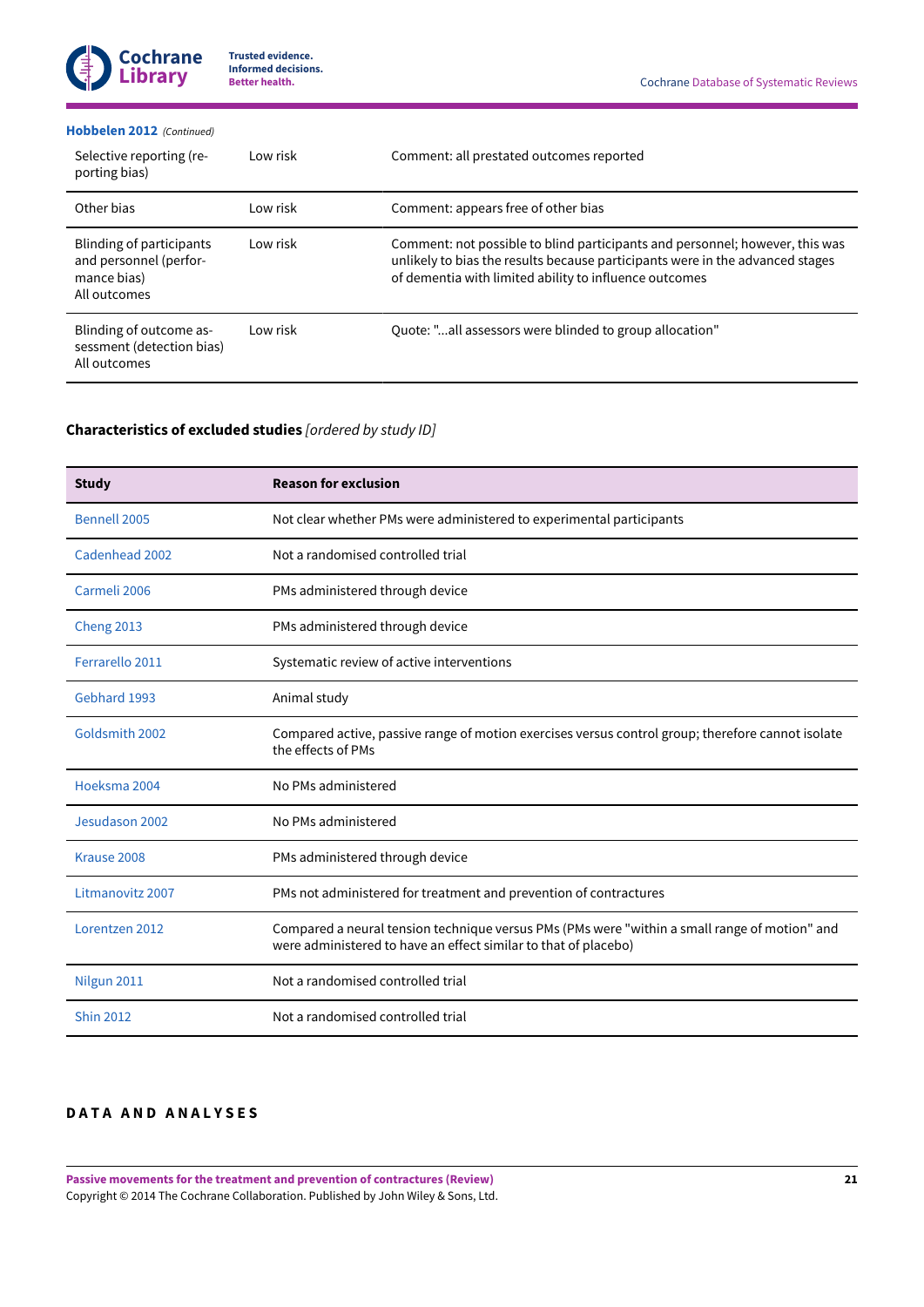**Hobbelen 2012** *(Continued)*

| | | |
|---|---|---|
| Selective reporting (reporting bias) | Low risk | Comment: all prestated outcomes reported |
| Other bias | Low risk | Comment: appears free of other bias |
| Blinding of participants and personnel (performance bias)<br>All outcomes | Low risk | Comment: not possible to blind participants and personnel; however, this was unlikely to bias the results because participants were in the advanced stages of dementia with limited ability to influence outcomes |
| Blinding of outcome assessment (detection bias)<br>All outcomes | Low risk | Quote: "...all assessors were blinded to group allocation" |

## Characteristics of excluded studies *[ordered by study ID]*

| Study | Reason for exclusion |
|---|---|
| Bennell 2005 | Not clear whether PMs were administered to experimental participants |
| Cadenhead 2002 | Not a randomised controlled trial |
| Carmeli 2006 | PMs administered through device |
| Cheng 2013 | PMs administered through device |
| Ferrarello 2011 | Systematic review of active interventions |
| Gebhard 1993 | Animal study |
| Goldsmith 2002 | Compared active, passive range of motion exercises versus control group; therefore cannot isolate the effects of PMs |
| Hoeksma 2004 | No PMs administered |
| Jesudason 2002 | No PMs administered |
| Krause 2008 | PMs administered through device |
| Litmanovitz 2007 | PMs not administered for treatment and prevention of contractures |
| Lorentzen 2012 | Compared a neural tension technique versus PMs (PMs were "within a small range of motion" and were administered to have an effect similar to that of placebo) |
| Nilgun 2011 | Not a randomised controlled trial |
| Shin 2012 | Not a randomised controlled trial |

# DATA AND ANALYSES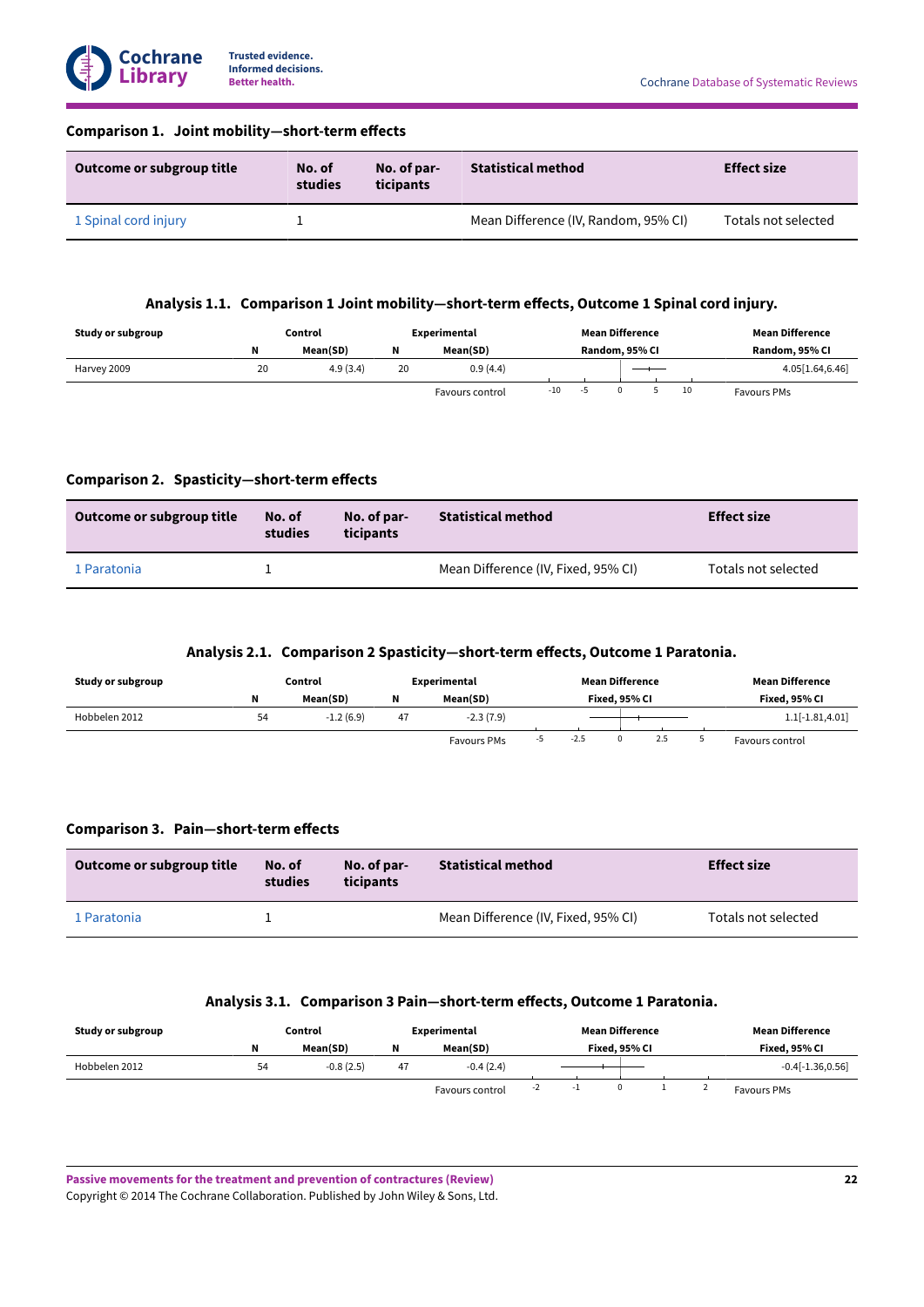### Comparison 1. Joint mobility—short-term effects

| Outcome or subgroup title | No. of studies | No. of participants | Statistical method | Effect size |
|---|---|---|---|---|
| 1 Spinal cord injury | 1 | | Mean Difference (IV, Random, 95% CI) | Totals not selected |

### Analysis 1.1. Comparison 1 Joint mobility—short-term effects, Outcome 1 Spinal cord injury.

| Study or subgroup | Control | | Experimental | | Mean Difference | Mean Difference |
|---|---|---|---|---|---|---|
| | N | Mean(SD) | N | Mean(SD) | Random, 95% CI | Random, 95% CI |
| Harvey 2009 | 20 | 4.9 (3.4) | 20 | 0.9 (4.4) | | 4.05[1.64,6.46] |
| | | | | Favours control | -10 -5 0 5 10 | Favours PMs |

### Comparison 2. Spasticity—short-term effects

| Outcome or subgroup title | No. of studies | No. of participants | Statistical method | Effect size |
|---|---|---|---|---|
| 1 Paratonia | 1 | | Mean Difference (IV, Fixed, 95% CI) | Totals not selected |

### Analysis 2.1. Comparison 2 Spasticity—short-term effects, Outcome 1 Paratonia.

| Study or subgroup | Control | | Experimental | | Mean Difference | Mean Difference |
|---|---|---|---|---|---|---|
| | N | Mean(SD) | N | Mean(SD) | Fixed, 95% CI | Fixed, 95% CI |
| Hobbelen 2012 | 54 | -1.2 (6.9) | 47 | -2.3 (7.9) | | 1.1[-1.81,4.01] |
| | | | | Favours PMs | -5 -2.5 0 2.5 5 | Favours control |

### Comparison 3. Pain—short-term effects

| Outcome or subgroup title | No. of studies | No. of participants | Statistical method | Effect size |
|---|---|---|---|---|
| 1 Paratonia | 1 | | Mean Difference (IV, Fixed, 95% CI) | Totals not selected |

### Analysis 3.1. Comparison 3 Pain—short-term effects, Outcome 1 Paratonia.

| Study or subgroup | Control | | Experimental | | Mean Difference | Mean Difference |
|---|---|---|---|---|---|---|
| | N | Mean(SD) | N | Mean(SD) | Fixed, 95% CI | Fixed, 95% CI |
| Hobbelen 2012 | 54 | -0.8 (2.5) | 47 | -0.4 (2.4) | | -0.4[-1.36,0.56] |
| | | | | Favours control | -2 -1 0 1 2 | Favours PMs |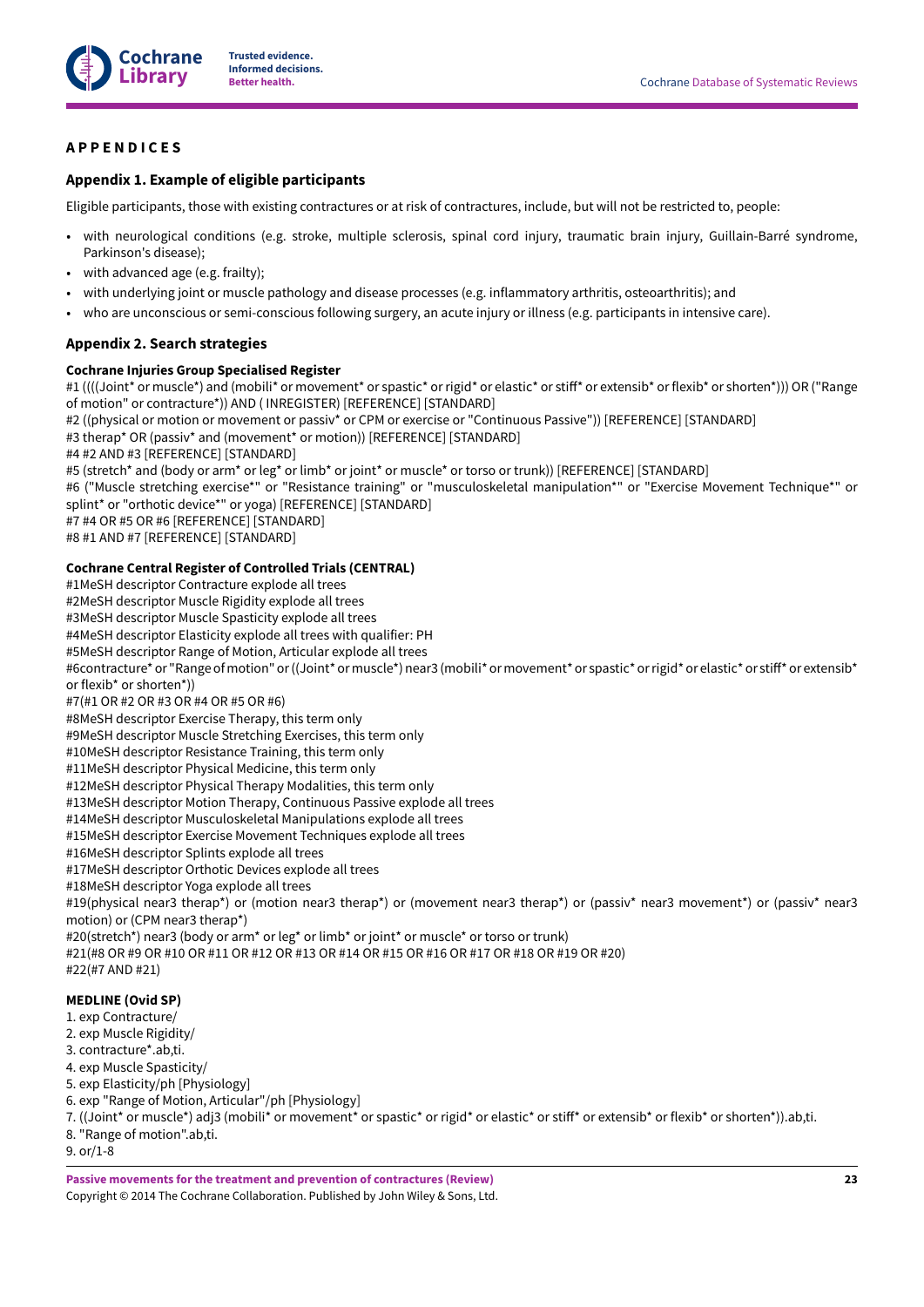# APPENDICES

## Appendix 1. Example of eligible participants

Eligible participants, those with existing contractures or at risk of contractures, include, but will not be restricted to, people:

- with neurological conditions (e.g. stroke, multiple sclerosis, spinal cord injury, traumatic brain injury, Guillain-Barré syndrome, Parkinson's disease);
- with advanced age (e.g. frailty);
- with underlying joint or muscle pathology and disease processes (e.g. inflammatory arthritis, osteoarthritis); and
- who are unconscious or semi-conscious following surgery, an acute injury or illness (e.g. participants in intensive care).

## Appendix 2. Search strategies

### Cochrane Injuries Group Specialised Register

#1 ((((Joint* or muscle*) and (mobili* or movement* or spastic* or rigid* or elastic* or stiff* or extensib* or flexib* or shorten*))) OR ("Range of motion" or contracture*)) AND ( INREGISTER) [REFERENCE] [STANDARD]
#2 ((physical or motion or movement or passiv* or CPM or exercise or "Continuous Passive")) [REFERENCE] [STANDARD]
#3 therap* OR (passiv* and (movement* or motion)) [REFERENCE] [STANDARD]
#4 #2 AND #3 [REFERENCE] [STANDARD]
#5 (stretch* and (body or arm* or leg* or limb* or joint* or muscle* or torso or trunk)) [REFERENCE] [STANDARD]
#6 ("Muscle stretching exercise*" or "Resistance training" or "musculoskeletal manipulation*" or "Exercise Movement Technique*" or splint* or "orthotic device*" or yoga) [REFERENCE] [STANDARD]
#7 #4 OR #5 OR #6 [REFERENCE] [STANDARD]
#8 #1 AND #7 [REFERENCE] [STANDARD]

### Cochrane Central Register of Controlled Trials (CENTRAL)

#1MeSH descriptor Contracture explode all trees
#2MeSH descriptor Muscle Rigidity explode all trees
#3MeSH descriptor Muscle Spasticity explode all trees
#4MeSH descriptor Elasticity explode all trees with qualifier: PH
#5MeSH descriptor Range of Motion, Articular explode all trees
#6contracture* or "Range of motion" or ((Joint* or muscle*) near3 (mobili* or movement* or spastic* or rigid* or elastic* or stiff* or extensib* or flexib* or shorten*))
#7(#1 OR #2 OR #3 OR #4 OR #5 OR #6)
#8MeSH descriptor Exercise Therapy, this term only
#9MeSH descriptor Muscle Stretching Exercises, this term only
#10MeSH descriptor Resistance Training, this term only
#11MeSH descriptor Physical Medicine, this term only
#12MeSH descriptor Physical Therapy Modalities, this term only
#13MeSH descriptor Motion Therapy, Continuous Passive explode all trees
#14MeSH descriptor Musculoskeletal Manipulations explode all trees
#15MeSH descriptor Exercise Movement Techniques explode all trees
#16MeSH descriptor Splints explode all trees
#17MeSH descriptor Orthotic Devices explode all trees
#18MeSH descriptor Yoga explode all trees
#19(physical near3 therap*) or (motion near3 therap*) or (movement near3 therap*) or (passiv* near3 movement*) or (passiv* near3 motion) or (CPM near3 therap*)
#20(stretch*) near3 (body or arm* or leg* or limb* or joint* or muscle* or torso or trunk)
#21(#8 OR #9 OR #10 OR #11 OR #12 OR #13 OR #14 OR #15 OR #16 OR #17 OR #18 OR #19 OR #20)
#22(#7 AND #21)

### MEDLINE (Ovid SP)

1. exp Contracture/
2. exp Muscle Rigidity/
3. contracture*.ab,ti.
4. exp Muscle Spasticity/
5. exp Elasticity/ph [Physiology]
6. exp "Range of Motion, Articular"/ph [Physiology]
7. ((Joint* or muscle*) adj3 (mobili* or movement* or spastic* or rigid* or elastic* or stiff* or extensib* or flexib* or shorten*)).ab,ti.
8. "Range of motion".ab,ti.
9. or/1-8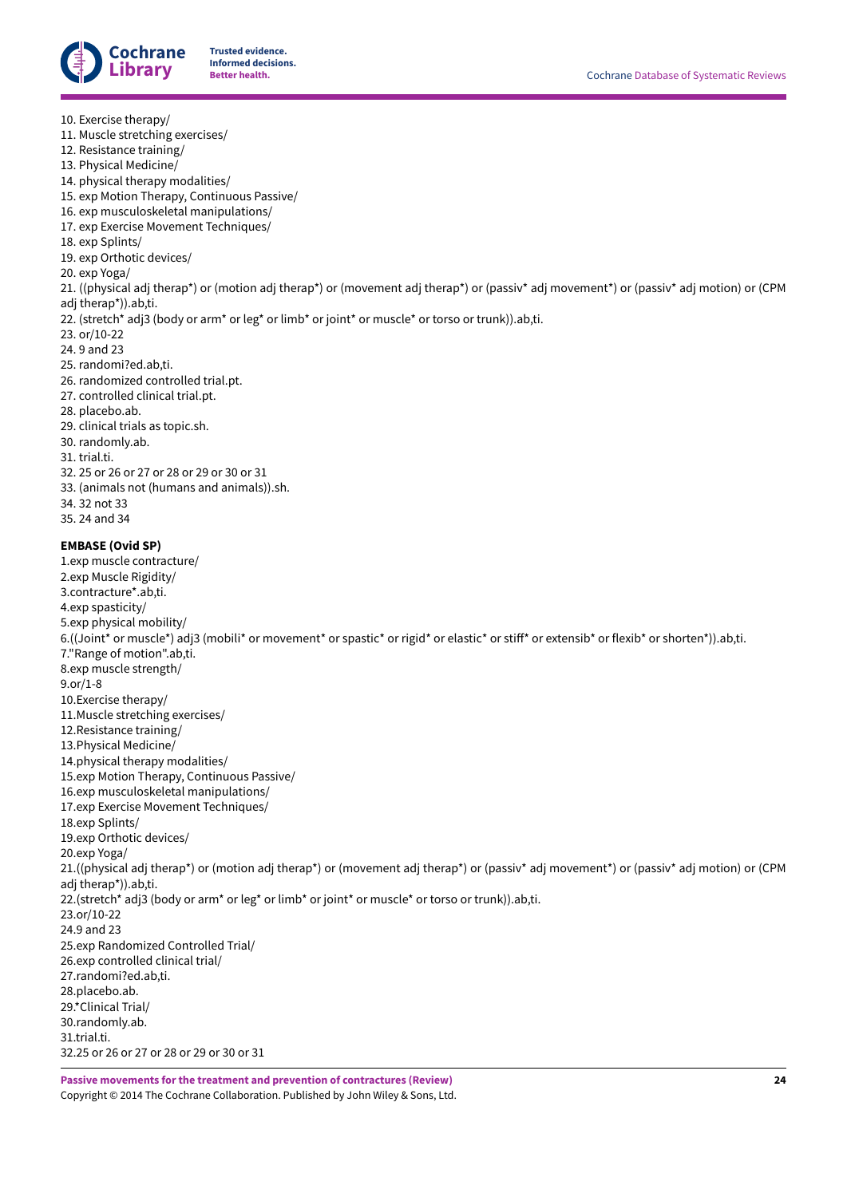10. Exercise therapy/
11. Muscle stretching exercises/
12. Resistance training/
13. Physical Medicine/
14. physical therapy modalities/
15. exp Motion Therapy, Continuous Passive/
16. exp musculoskeletal manipulations/
17. exp Exercise Movement Techniques/
18. exp Splints/
19. exp Orthotic devices/
20. exp Yoga/
21. ((physical adj therap*) or (motion adj therap*) or (movement adj therap*) or (passiv* adj movement*) or (passiv* adj motion) or (CPM adj therap*)).ab,ti.
22. (stretch* adj3 (body or arm* or leg* or limb* or joint* or muscle* or torso or trunk)).ab,ti.
23. or/10-22
24. 9 and 23
25. randomi?ed.ab,ti.
26. randomized controlled trial.pt.
27. controlled clinical trial.pt.
28. placebo.ab.
29. clinical trials as topic.sh.
30. randomly.ab.
31. trial.ti.
32. 25 or 26 or 27 or 28 or 29 or 30 or 31
33. (animals not (humans and animals)).sh.
34. 32 not 33
35. 24 and 34

**EMBASE (Ovid SP)**

1.exp muscle contracture/
2.exp Muscle Rigidity/
3.contracture*.ab,ti.
4.exp spasticity/
5.exp physical mobility/
6.((Joint* or muscle*) adj3 (mobili* or movement* or spastic* or rigid* or elastic* or stiff* or extensib* or flexib* or shorten*)).ab,ti.
7."Range of motion".ab,ti.
8.exp muscle strength/
9.or/1-8
10.Exercise therapy/
11.Muscle stretching exercises/
12.Resistance training/
13.Physical Medicine/
14.physical therapy modalities/
15.exp Motion Therapy, Continuous Passive/
16.exp musculoskeletal manipulations/
17.exp Exercise Movement Techniques/
18.exp Splints/
19.exp Orthotic devices/
20.exp Yoga/
21.((physical adj therap*) or (motion adj therap*) or (movement adj therap*) or (passiv* adj movement*) or (passiv* adj motion) or (CPM adj therap*)).ab,ti.
22.(stretch* adj3 (body or arm* or leg* or limb* or joint* or muscle* or torso or trunk)).ab,ti.
23.or/10-22
24.9 and 23
25.exp Randomized Controlled Trial/
26.exp controlled clinical trial/
27.randomi?ed.ab,ti.
28.placebo.ab.
29.*Clinical Trial/
30.randomly.ab.
31.trial.ti.
32.25 or 26 or 27 or 28 or 29 or 30 or 31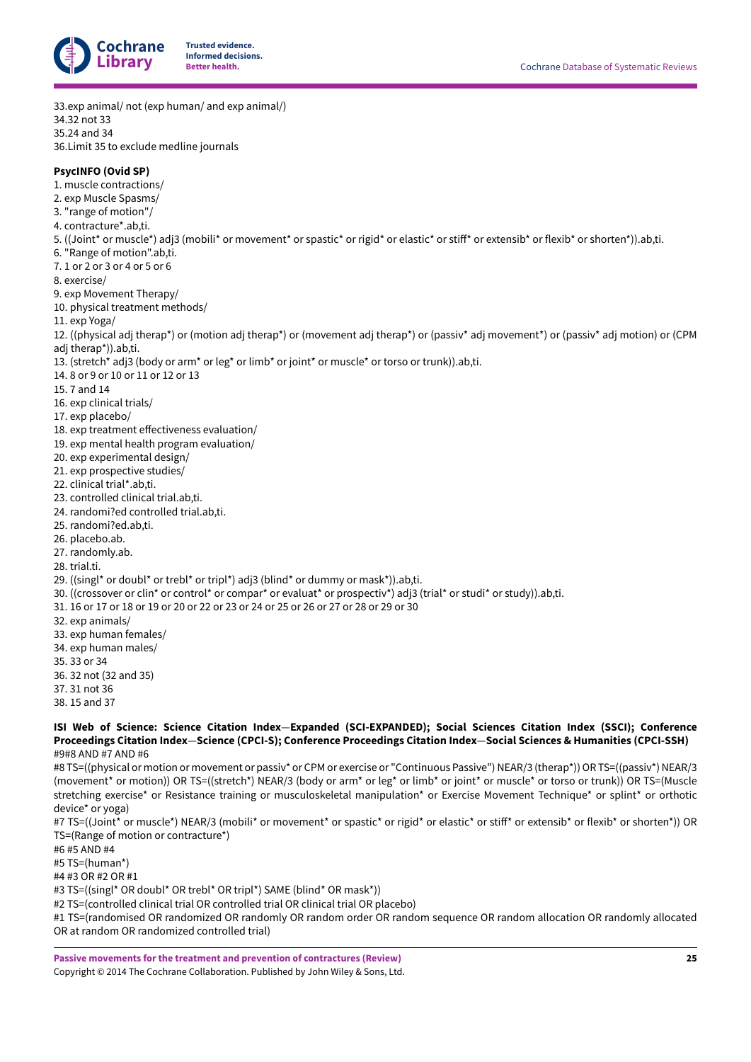33.exp animal/ not (exp human/ and exp animal/)
34.32 not 33
35.24 and 34
36.Limit 35 to exclude medline journals

**PsycINFO (Ovid SP)**

1. muscle contractions/
2. exp Muscle Spasms/
3. "range of motion"/
4. contracture*.ab,ti.
5. ((Joint* or muscle*) adj3 (mobili* or movement* or spastic* or rigid* or elastic* or stiff* or extensib* or flexib* or shorten*)).ab,ti.
6. "Range of motion".ab,ti.
7. 1 or 2 or 3 or 4 or 5 or 6
8. exercise/
9. exp Movement Therapy/
10. physical treatment methods/
11. exp Yoga/
12. ((physical adj therap*) or (motion adj therap*) or (movement adj therap*) or (passiv* adj movement*) or (passiv* adj motion) or (CPM adj therap*)).ab,ti.
13. (stretch* adj3 (body or arm* or leg* or limb* or joint* or muscle* or torso or trunk)).ab,ti.
14. 8 or 9 or 10 or 11 or 12 or 13
15. 7 and 14
16. exp clinical trials/
17. exp placebo/
18. exp treatment effectiveness evaluation/
19. exp mental health program evaluation/
20. exp experimental design/
21. exp prospective studies/
22. clinical trial*.ab,ti.
23. controlled clinical trial.ab,ti.
24. randomi?ed controlled trial.ab,ti.
25. randomi?ed.ab,ti.
26. placebo.ab.
27. randomly.ab.
28. trial.ti.
29. ((singl* or doubl* or trebl* or tripl*) adj3 (blind* or dummy or mask*)).ab,ti.
30. ((crossover or clin* or control* or compar* or evaluat* or prospectiv*) adj3 (trial* or studi* or study)).ab,ti.
31. 16 or 17 or 18 or 19 or 20 or 22 or 23 or 24 or 25 or 26 or 27 or 28 or 29 or 30
32. exp animals/
33. exp human females/
34. exp human males/
35. 33 or 34
36. 32 not (32 and 35)
37. 31 not 36
38. 15 and 37

**ISI Web of Science: Science Citation Index—Expanded (SCI-EXPANDED); Social Sciences Citation Index (SSCI); Conference Proceedings Citation Index—Science (CPCI-S); Conference Proceedings Citation Index—Social Sciences & Humanities (CPCI-SSH)**

#9#8 AND #7 AND #6
#8 TS=((physical or motion or movement or passiv* or CPM or exercise or "Continuous Passive") NEAR/3 (therap*)) OR TS=((passiv*) NEAR/3 (movement* or motion)) OR TS=((stretch*) NEAR/3 (body or arm* or leg* or limb* or joint* or muscle* or torso or trunk)) OR TS=(Muscle stretching exercise* or Resistance training or musculoskeletal manipulation* or Exercise Movement Technique* or splint* or orthotic device* or yoga)
#7 TS=((Joint* or muscle*) NEAR/3 (mobili* or movement* or spastic* or rigid* or elastic* or stiff* or extensib* or flexib* or shorten*)) OR TS=(Range of motion or contracture*)
#6 #5 AND #4
#5 TS=(human*)
#4 #3 OR #2 OR #1
#3 TS=((singl* OR doubl* OR trebl* OR tripl*) SAME (blind* OR mask*))
#2 TS=(controlled clinical trial OR controlled trial OR clinical trial OR placebo)
#1 TS=(randomised OR randomized OR randomly OR random order OR random sequence OR random allocation OR randomly allocated OR at random OR randomized controlled trial)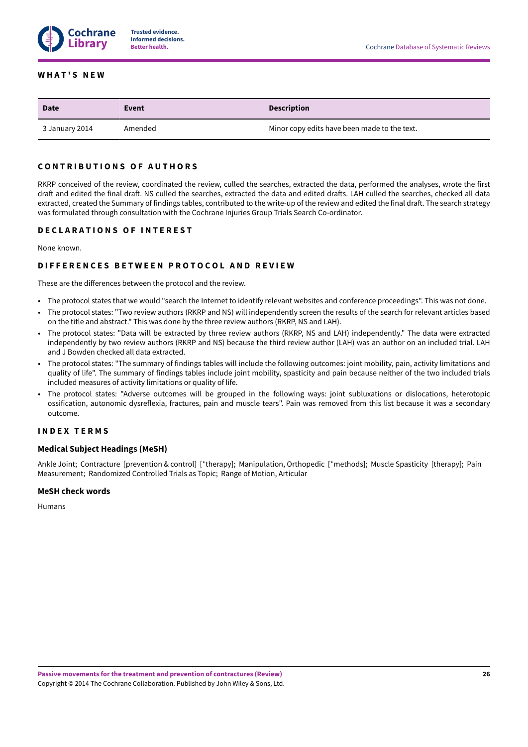## WHAT'S NEW

| Date | Event | Description |
|---|---|---|
| 3 January 2014 | Amended | Minor copy edits have been made to the text. |

## CONTRIBUTIONS OF AUTHORS

RKRP conceived of the review, coordinated the review, culled the searches, extracted the data, performed the analyses, wrote the first draft and edited the final draft. NS culled the searches, extracted the data and edited drafts. LAH culled the searches, checked all data extracted, created the Summary of findings tables, contributed to the write-up of the review and edited the final draft. The search strategy was formulated through consultation with the Cochrane Injuries Group Trials Search Co-ordinator.

## DECLARATIONS OF INTEREST

None known.

## DIFFERENCES BETWEEN PROTOCOL AND REVIEW

These are the differences between the protocol and the review.

- The protocol states that we would "search the Internet to identify relevant websites and conference proceedings". This was not done.
- The protocol states: "Two review authors (RKRP and NS) will independently screen the results of the search for relevant articles based on the title and abstract." This was done by the three review authors (RKRP, NS and LAH).
- The protocol states: "Data will be extracted by three review authors (RKRP, NS and LAH) independently." The data were extracted independently by two review authors (RKRP and NS) because the third review author (LAH) was an author on an included trial. LAH and J Bowden checked all data extracted.
- The protocol states: "The summary of findings tables will include the following outcomes: joint mobility, pain, activity limitations and quality of life". The summary of findings tables include joint mobility, spasticity and pain because neither of the two included trials included measures of activity limitations or quality of life.
- The protocol states: "Adverse outcomes will be grouped in the following ways: joint subluxations or dislocations, heterotopic ossification, autonomic dysreflexia, fractures, pain and muscle tears". Pain was removed from this list because it was a secondary outcome.

## INDEX TERMS

### Medical Subject Headings (MeSH)

Ankle Joint; Contracture [prevention & control] [*therapy]; Manipulation, Orthopedic [*methods]; Muscle Spasticity [therapy]; Pain Measurement; Randomized Controlled Trials as Topic; Range of Motion, Articular

### MeSH check words

Humans